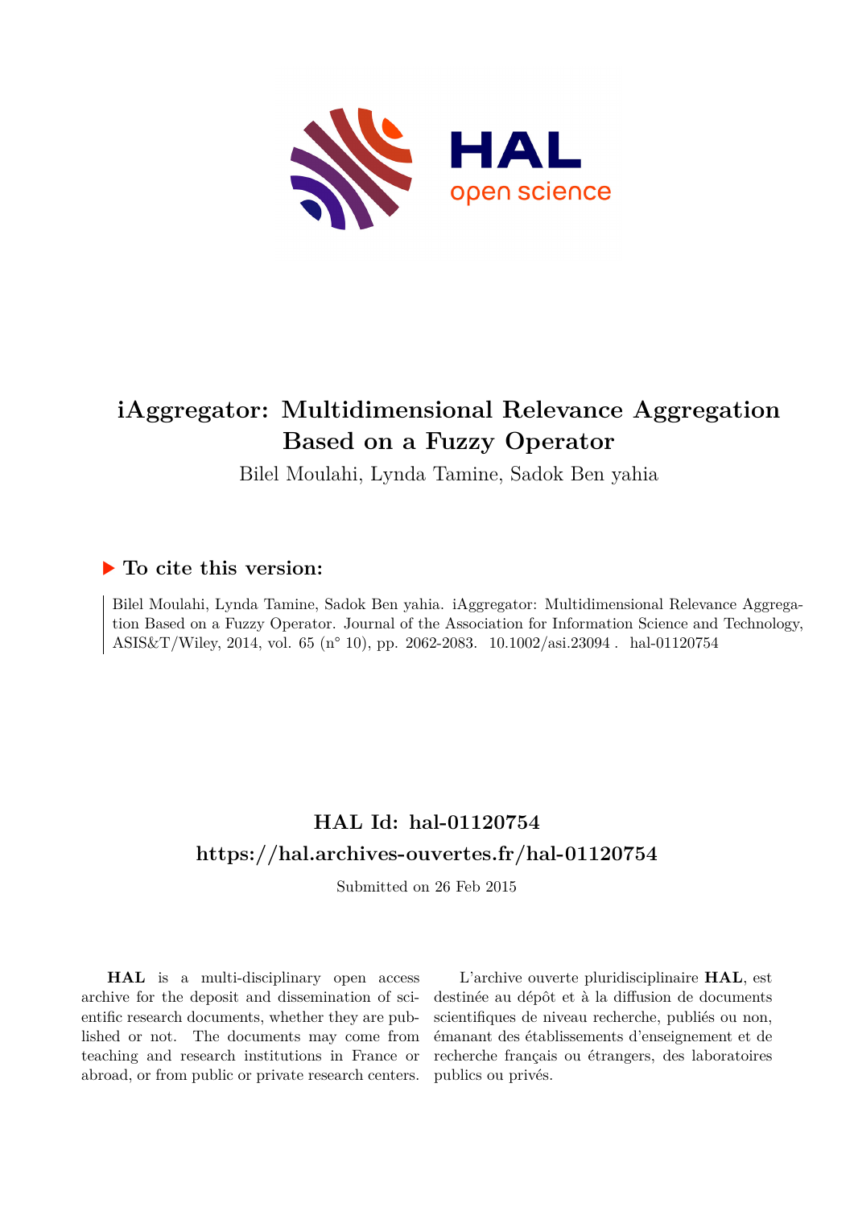# iAggregator: Multidimensional Relevance Aggregation Based on a Fuzzy Operator

Bilel Moulahi, Lynda Tamine, Sadok Ben yahia

## ▶ To cite this version:

Bilel Moulahi, Lynda Tamine, Sadok Ben yahia. iAggregator: Multidimensional Relevance Aggregation Based on a Fuzzy Operator. Journal of the Association for Information Science and Technology, ASIS&T/Wiley, 2014, vol. 65 (n° 10), pp. 2062-2083. 10.1002/asi.23094 . hal-01120754

## HAL Id: hal-01120754

## https://hal.archives-ouvertes.fr/hal-01120754

Submitted on 26 Feb 2015

**HAL** is a multi-disciplinary open access archive for the deposit and dissemination of scientific research documents, whether they are published or not. The documents may come from teaching and research institutions in France or abroad, or from public or private research centers.

L'archive ouverte pluridisciplinaire **HAL**, est destinée au dépôt et à la diffusion de documents scientifiques de niveau recherche, publiés ou non, émanant des établissements d'enseignement et de recherche français ou étrangers, des laboratoires publics ou privés.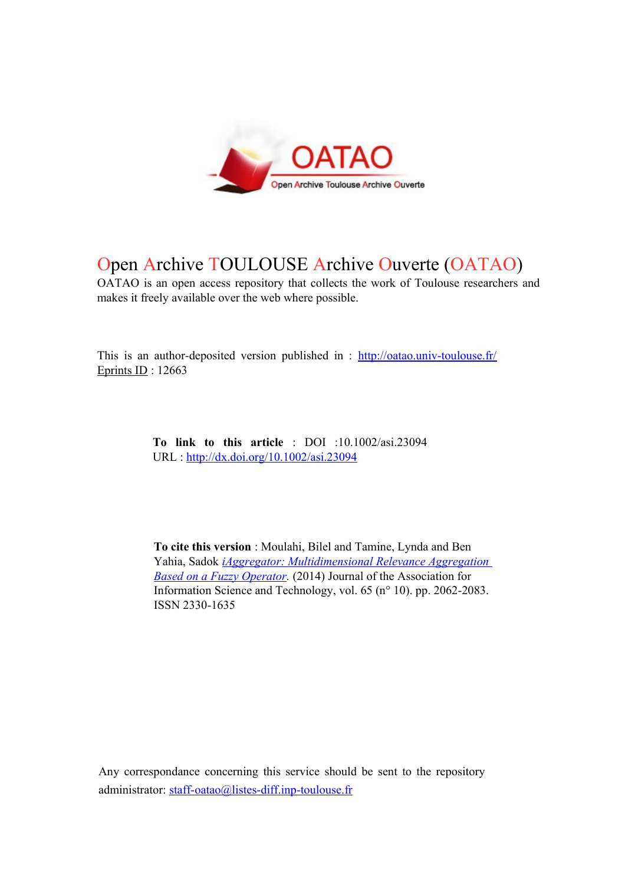# Open Archive TOULOUSE Archive Ouverte (OATAO)

OATAO is an open access repository that collects the work of Toulouse researchers and makes it freely available over the web where possible.

This is an author-deposited version published in : http://oatao.univ-toulouse.fr/
Eprints ID : 12663

**To link to this article** : DOI :10.1002/asi.23094
URL : http://dx.doi.org/10.1002/asi.23094

**To cite this version** : Moulahi, Bilel and Tamine, Lynda and Ben Yahia, Sadok *iAggregator: Multidimensional Relevance Aggregation Based on a Fuzzy Operator.* (2014) Journal of the Association for Information Science and Technology, vol. 65 (n° 10). pp. 2062-2083. ISSN 2330-1635

Any correspondance concerning this service should be sent to the repository administrator: staff-oatao@listes-diff.inp-toulouse.fr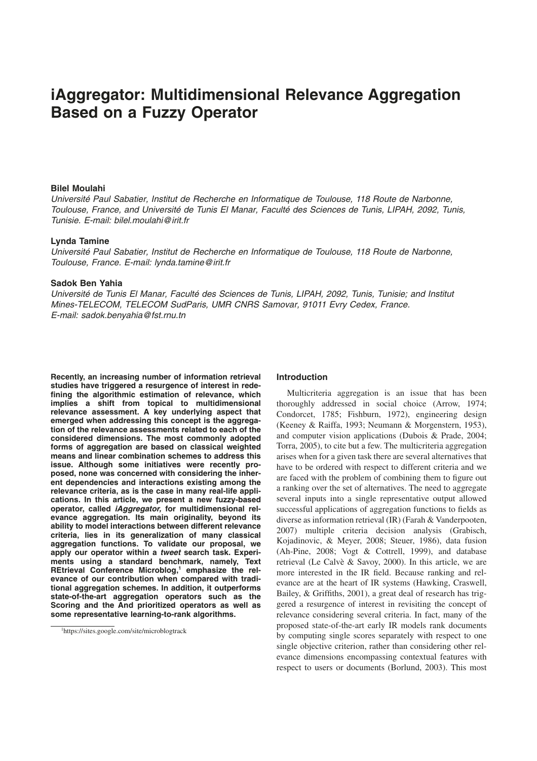# iAggregator: Multidimensional Relevance Aggregation Based on a Fuzzy Operator

**Bilel Moulahi**

*Université Paul Sabatier, Institut de Recherche en Informatique de Toulouse, 118 Route de Narbonne, Toulouse, France, and Université de Tunis El Manar, Faculté des Sciences de Tunis, LIPAH, 2092, Tunis, Tunisie. E-mail: bilel.moulahi@irit.fr*

**Lynda Tamine**

*Université Paul Sabatier, Institut de Recherche en Informatique de Toulouse, 118 Route de Narbonne, Toulouse, France. E-mail: lynda.tamine@irit.fr*

**Sadok Ben Yahia**

*Université de Tunis El Manar, Faculté des Sciences de Tunis, LIPAH, 2092, Tunis, Tunisie; and Institut Mines-TELECOM, TELECOM SudParis, UMR CNRS Samovar, 91011 Evry Cedex, France. E-mail: sadok.benyahia@fst.rnu.tn*

**Recently, an increasing number of information retrieval studies have triggered a resurgence of interest in redefining the algorithmic estimation of relevance, which implies a shift from topical to multidimensional relevance assessment. A key underlying aspect that emerged when addressing this concept is the aggregation of the relevance assessments related to each of the considered dimensions. The most commonly adopted forms of aggregation are based on classical weighted means and linear combination schemes to address this issue. Although some initiatives were recently proposed, none was concerned with considering the inherent dependencies and interactions existing among the relevance criteria, as is the case in many real-life applications. In this article, we present a new fuzzy-based operator, called *iAggregator,* for multidimensional relevance aggregation. Its main originality, beyond its ability to model interactions between different relevance criteria, lies in its generalization of many classical aggregation functions. To validate our proposal, we apply our operator within a *tweet* search task. Experiments using a standard benchmark, namely, Text REtrieval Conference Microblog,[1] emphasize the relevance of our contribution when compared with traditional aggregation schemes. In addition, it outperforms state-of-the-art aggregation operators such as the Scoring and the And prioritized operators as well as some representative learning-to-rank algorithms.**

[1]https://sites.google.com/site/microblogtrack

## Introduction

Multicriteria aggregation is an issue that has been thoroughly addressed in social choice (Arrow, 1974; Condorcet, 1785; Fishburn, 1972), engineering design (Keeney & Raiffa, 1993; Neumann & Morgenstern, 1953), and computer vision applications (Dubois & Prade, 2004; Torra, 2005), to cite but a few. The multicriteria aggregation arises when for a given task there are several alternatives that have to be ordered with respect to different criteria and we are faced with the problem of combining them to figure out a ranking over the set of alternatives. The need to aggregate several inputs into a single representative output allowed successful applications of aggregation functions to fields as diverse as information retrieval (IR) (Farah & Vanderpooten, 2007) multiple criteria decision analysis (Grabisch, Kojadinovic, & Meyer, 2008; Steuer, 1986), data fusion (Ah-Pine, 2008; Vogt & Cottrell, 1999), and database retrieval (Le Calvè & Savoy, 2000). In this article, we are more interested in the IR field. Because ranking and relevance are at the heart of IR systems (Hawking, Craswell, Bailey, & Griffiths, 2001), a great deal of research has triggered a resurgence of interest in revisiting the concept of relevance considering several criteria. In fact, many of the proposed state-of-the-art early IR models rank documents by computing single scores separately with respect to one single objective criterion, rather than considering other relevance dimensions encompassing contextual features with respect to users or documents (Borlund, 2003). This most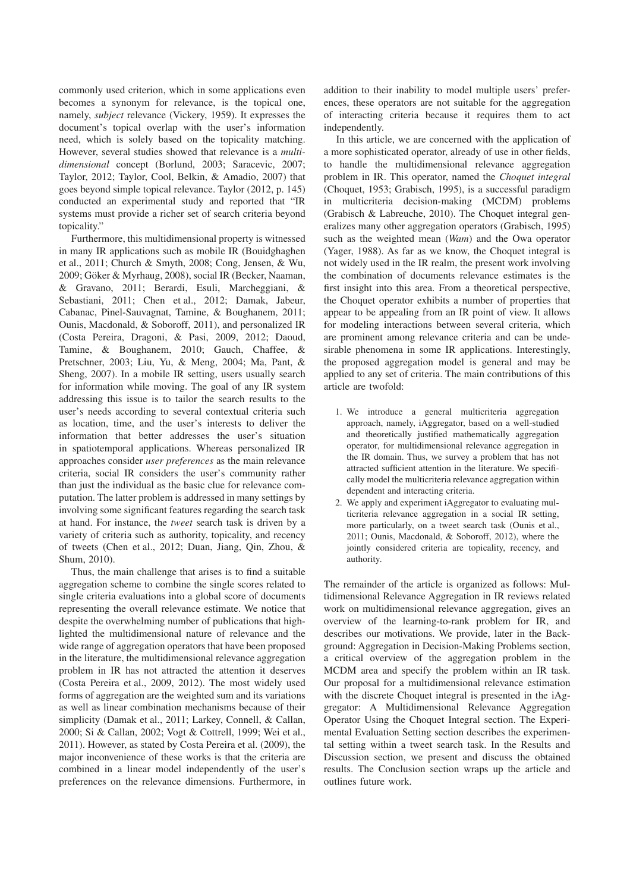commonly used criterion, which in some applications even becomes a synonym for relevance, is the topical one, namely, *subject* relevance (Vickery, 1959). It expresses the document's topical overlap with the user's information need, which is solely based on the topicality matching. However, several studies showed that relevance is a *multidimensional* concept (Borlund, 2003; Saracevic, 2007; Taylor, 2012; Taylor, Cool, Belkin, & Amadio, 2007) that goes beyond simple topical relevance. Taylor (2012, p. 145) conducted an experimental study and reported that "IR systems must provide a richer set of search criteria beyond topicality."

Furthermore, this multidimensional property is witnessed in many IR applications such as mobile IR (Bouidghaghen et al., 2011; Church & Smyth, 2008; Cong, Jensen, & Wu, 2009; Göker & Myrhaug, 2008), social IR (Becker, Naaman, & Gravano, 2011; Berardi, Esuli, Marcheggiani, & Sebastiani, 2011; Chen et al., 2012; Damak, Jabeur, Cabanac, Pinel-Sauvagnat, Tamine, & Boughanem, 2011; Ounis, Macdonald, & Soboroff, 2011), and personalized IR (Costa Pereira, Dragoni, & Pasi, 2009, 2012; Daoud, Tamine, & Boughanem, 2010; Gauch, Chaffee, & Pretschner, 2003; Liu, Yu, & Meng, 2004; Ma, Pant, & Sheng, 2007). In a mobile IR setting, users usually search for information while moving. The goal of any IR system addressing this issue is to tailor the search results to the user's needs according to several contextual criteria such as location, time, and the user's interests to deliver the information that better addresses the user's situation in spatiotemporal applications. Whereas personalized IR approaches consider *user preferences* as the main relevance criteria, social IR considers the user's community rather than just the individual as the basic clue for relevance computation. The latter problem is addressed in many settings by involving some significant features regarding the search task at hand. For instance, the *tweet* search task is driven by a variety of criteria such as authority, topicality, and recency of tweets (Chen et al., 2012; Duan, Jiang, Qin, Zhou, & Shum, 2010).

Thus, the main challenge that arises is to find a suitable aggregation scheme to combine the single scores related to single criteria evaluations into a global score of documents representing the overall relevance estimate. We notice that despite the overwhelming number of publications that highlighted the multidimensional nature of relevance and the wide range of aggregation operators that have been proposed in the literature, the multidimensional relevance aggregation problem in IR has not attracted the attention it deserves (Costa Pereira et al., 2009, 2012). The most widely used forms of aggregation are the weighted sum and its variations as well as linear combination mechanisms because of their simplicity (Damak et al., 2011; Larkey, Connell, & Callan, 2000; Si & Callan, 2002; Vogt & Cottrell, 1999; Wei et al., 2011). However, as stated by Costa Pereira et al. (2009), the major inconvenience of these works is that the criteria are combined in a linear model independently of the user's preferences on the relevance dimensions. Furthermore, in addition to their inability to model multiple users' preferences, these operators are not suitable for the aggregation of interacting criteria because it requires them to act independently.

In this article, we are concerned with the application of a more sophisticated operator, already of use in other fields, to handle the multidimensional relevance aggregation problem in IR. This operator, named the *Choquet integral* (Choquet, 1953; Grabisch, 1995), is a successful paradigm in multicriteria decision-making (MCDM) problems (Grabisch & Labreuche, 2010). The Choquet integral generalizes many other aggregation operators (Grabisch, 1995) such as the weighted mean (*Wam*) and the Owa operator (Yager, 1988). As far as we know, the Choquet integral is not widely used in the IR realm, the present work involving the combination of documents relevance estimates is the first insight into this area. From a theoretical perspective, the Choquet operator exhibits a number of properties that appear to be appealing from an IR point of view. It allows for modeling interactions between several criteria, which are prominent among relevance criteria and can be undesirable phenomena in some IR applications. Interestingly, the proposed aggregation model is general and may be applied to any set of criteria. The main contributions of this article are twofold:

1. We introduce a general multicriteria aggregation approach, namely, iAggregator, based on a well-studied and theoretically justified mathematically aggregation operator, for multidimensional relevance aggregation in the IR domain. Thus, we survey a problem that has not attracted sufficient attention in the literature. We specifically model the multicriteria relevance aggregation within dependent and interacting criteria.
2. We apply and experiment iAggregator to evaluating multicriteria relevance aggregation in a social IR setting, more particularly, on a tweet search task (Ounis et al., 2011; Ounis, Macdonald, & Soboroff, 2012), where the jointly considered criteria are topicality, recency, and authority.

The remainder of the article is organized as follows: Multidimensional Relevance Aggregation in IR reviews related work on multidimensional relevance aggregation, gives an overview of the learning-to-rank problem for IR, and describes our motivations. We provide, later in the Background: Aggregation in Decision-Making Problems section, a critical overview of the aggregation problem in the MCDM area and specify the problem within an IR task. Our proposal for a multidimensional relevance estimation with the discrete Choquet integral is presented in the iAggregator: A Multidimensional Relevance Aggregation Operator Using the Choquet Integral section. The Experimental Evaluation Setting section describes the experimental setting within a tweet search task. In the Results and Discussion section, we present and discuss the obtained results. The Conclusion section wraps up the article and outlines future work.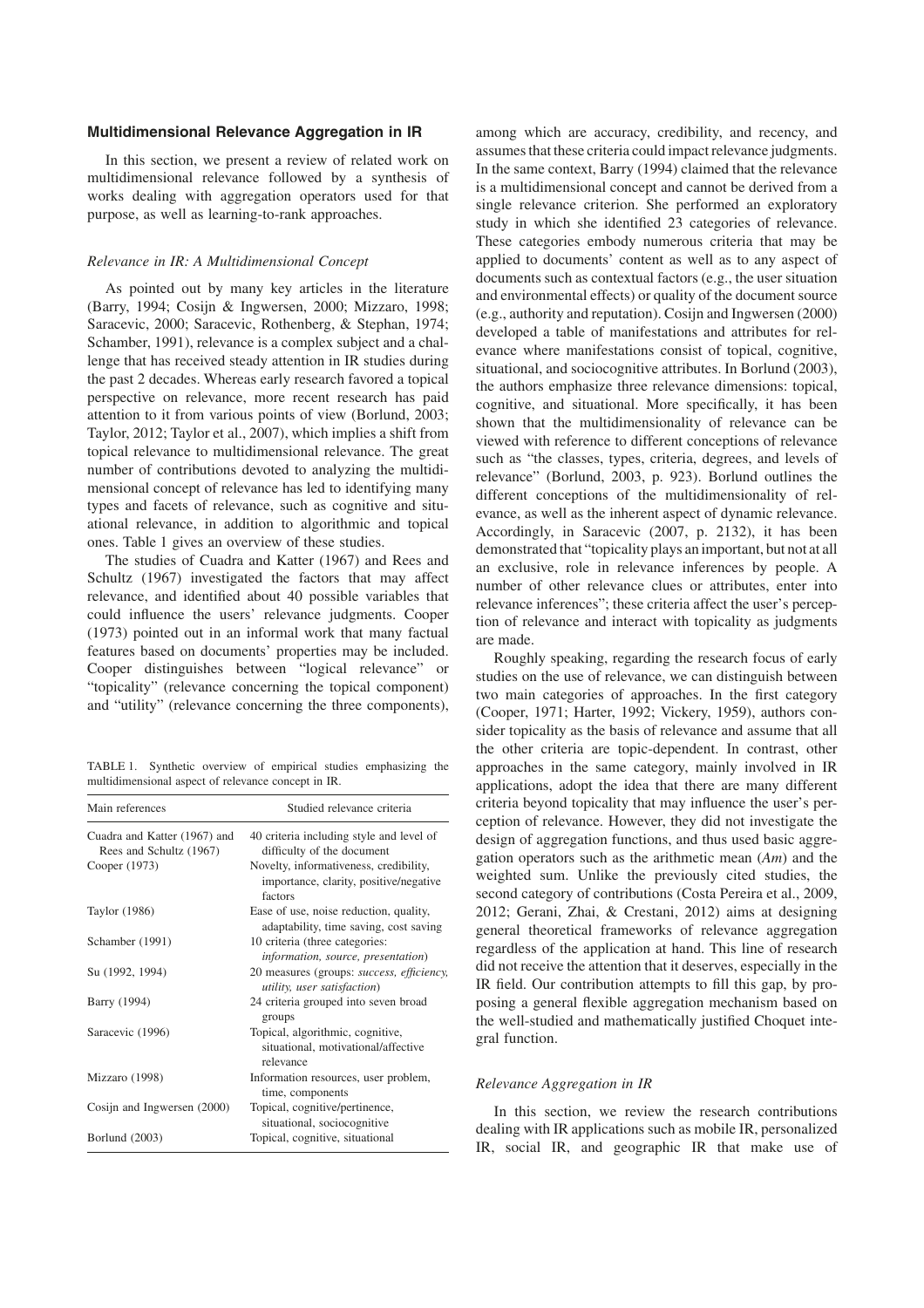## Multidimensional Relevance Aggregation in IR

In this section, we present a review of related work on multidimensional relevance followed by a synthesis of works dealing with aggregation operators used for that purpose, as well as learning-to-rank approaches.

### *Relevance in IR: A Multidimensional Concept*

As pointed out by many key articles in the literature (Barry, 1994; Cosijn & Ingwersen, 2000; Mizzaro, 1998; Saracevic, 2000; Saracevic, Rothenberg, & Stephan, 1974; Schamber, 1991), relevance is a complex subject and a challenge that has received steady attention in IR studies during the past 2 decades. Whereas early research favored a topical perspective on relevance, more recent research has paid attention to it from various points of view (Borlund, 2003; Taylor, 2012; Taylor et al., 2007), which implies a shift from topical relevance to multidimensional relevance. The great number of contributions devoted to analyzing the multidimensional concept of relevance has led to identifying many types and facets of relevance, such as cognitive and situational relevance, in addition to algorithmic and topical ones. Table 1 gives an overview of these studies.

The studies of Cuadra and Katter (1967) and Rees and Schultz (1967) investigated the factors that may affect relevance, and identified about 40 possible variables that could influence the users' relevance judgments. Cooper (1973) pointed out in an informal work that many factual features based on documents' properties may be included. Cooper distinguishes between "logical relevance" or "topicality" (relevance concerning the topical component) and "utility" (relevance concerning the three components), among which are accuracy, credibility, and recency, and assumes that these criteria could impact relevance judgments. In the same context, Barry (1994) claimed that the relevance is a multidimensional concept and cannot be derived from a single relevance criterion. She performed an exploratory study in which she identified 23 categories of relevance. These categories embody numerous criteria that may be applied to documents' content as well as to any aspect of documents such as contextual factors (e.g., the user situation and environmental effects) or quality of the document source (e.g., authority and reputation). Cosijn and Ingwersen (2000) developed a table of manifestations and attributes for relevance where manifestations consist of topical, cognitive, situational, and sociocognitive attributes. In Borlund (2003), the authors emphasize three relevance dimensions: topical, cognitive, and situational. More specifically, it has been shown that the multidimensionality of relevance can be viewed with reference to different conceptions of relevance such as "the classes, types, criteria, degrees, and levels of relevance" (Borlund, 2003, p. 923). Borlund outlines the different conceptions of the multidimensionality of relevance, as well as the inherent aspect of dynamic relevance. Accordingly, in Saracevic (2007, p. 2132), it has been demonstrated that "topicality plays an important, but not at all an exclusive, role in relevance inferences by people. A number of other relevance clues or attributes, enter into relevance inferences"; these criteria affect the user's perception of relevance and interact with topicality as judgments are made.

TABLE 1. Synthetic overview of empirical studies emphasizing the multidimensional aspect of relevance concept in IR.

| Main references | Studied relevance criteria |
|---|---|
| Cuadra and Katter (1967) and Rees and Schultz (1967) | 40 criteria including style and level of difficulty of the document |
| Cooper (1973) | Novelty, informativeness, credibility, importance, clarity, positive/negative factors |
| Taylor (1986) | Ease of use, noise reduction, quality, adaptability, time saving, cost saving |
| Schamber (1991) | 10 criteria (three categories: *information, source, presentation*) |
| Su (1992, 1994) | 20 measures (groups: *success, efficiency, utility, user satisfaction*) |
| Barry (1994) | 24 criteria grouped into seven broad groups |
| Saracevic (1996) | Topical, algorithmic, cognitive, situational, motivational/affective relevance |
| Mizzaro (1998) | Information resources, user problem, time, components |
| Cosijn and Ingwersen (2000) | Topical, cognitive/pertinence, situational, sociocognitive |
| Borlund (2003) | Topical, cognitive, situational |

Roughly speaking, regarding the research focus of early studies on the use of relevance, we can distinguish between two main categories of approaches. In the first category (Cooper, 1971; Harter, 1992; Vickery, 1959), authors consider topicality as the basis of relevance and assume that all the other criteria are topic-dependent. In contrast, other approaches in the same category, mainly involved in IR applications, adopt the idea that there are many different criteria beyond topicality that may influence the user's perception of relevance. However, they did not investigate the design of aggregation functions, and thus used basic aggregation operators such as the arithmetic mean (*Am*) and the weighted sum. Unlike the previously cited studies, the second category of contributions (Costa Pereira et al., 2009, 2012; Gerani, Zhai, & Crestani, 2012) aims at designing general theoretical frameworks of relevance aggregation regardless of the application at hand. This line of research did not receive the attention that it deserves, especially in the IR field. Our contribution attempts to fill this gap, by proposing a general flexible aggregation mechanism based on the well-studied and mathematically justified Choquet integral function.

### *Relevance Aggregation in IR*

In this section, we review the research contributions dealing with IR applications such as mobile IR, personalized IR, social IR, and geographic IR that make use of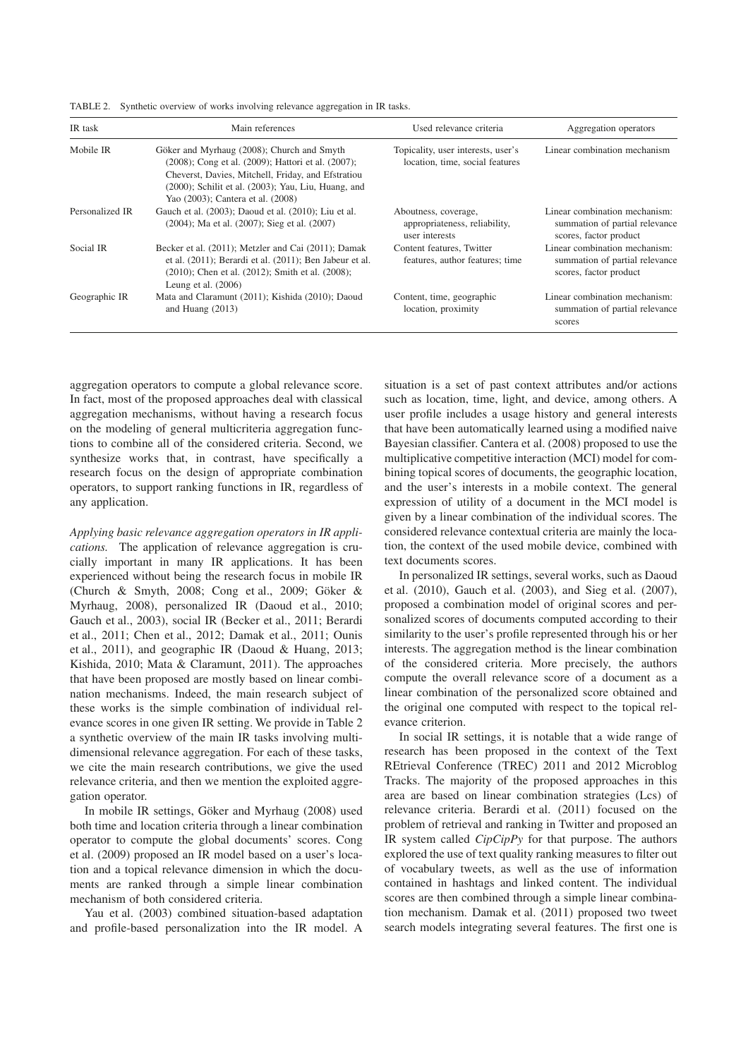TABLE 2. Synthetic overview of works involving relevance aggregation in IR tasks.

| IR task | Main references | Used relevance criteria | Aggregation operators |
| --- | --- | --- | --- |
| Mobile IR | Göker and Myrhaug (2008); Church and Smyth (2008); Cong et al. (2009); Hattori et al. (2007); Cheverst, Davies, Mitchell, Friday, and Efstratiou (2000); Schilit et al. (2003); Yau, Liu, Huang, and Yao (2003); Cantera et al. (2008) | Topicality, user interests, user's location, time, social features | Linear combination mechanism |
| Personalized IR | Gauch et al. (2003); Daoud et al. (2010); Liu et al. (2004); Ma et al. (2007); Sieg et al. (2007) | Aboutness, coverage, appropriateness, reliability, user interests | Linear combination mechanism: summation of partial relevance scores, factor product |
| Social IR | Becker et al. (2011); Metzler and Cai (2011); Damak et al. (2011); Berardi et al. (2011); Ben Jabeur et al. (2010); Chen et al. (2012); Smith et al. (2008); Leung et al. (2006) | Content features, Twitter features, author features; time | Linear combination mechanism: summation of partial relevance scores, factor product |
| Geographic IR | Mata and Claramunt (2011); Kishida (2010); Daoud and Huang (2013) | Content, time, geographic location, proximity | Linear combination mechanism: summation of partial relevance scores |

aggregation operators to compute a global relevance score. In fact, most of the proposed approaches deal with classical aggregation mechanisms, without having a research focus on the modeling of general multicriteria aggregation functions to combine all of the considered criteria. Second, we synthesize works that, in contrast, have specifically a research focus on the design of appropriate combination operators, to support ranking functions in IR, regardless of any application.

*Applying basic relevance aggregation operators in IR applications.* The application of relevance aggregation is crucially important in many IR applications. It has been experienced without being the research focus in mobile IR (Church & Smyth, 2008; Cong et al., 2009; Göker & Myrhaug, 2008), personalized IR (Daoud et al., 2010; Gauch et al., 2003), social IR (Becker et al., 2011; Berardi et al., 2011; Chen et al., 2012; Damak et al., 2011; Ounis et al., 2011), and geographic IR (Daoud & Huang, 2013; Kishida, 2010; Mata & Claramunt, 2011). The approaches that have been proposed are mostly based on linear combination mechanisms. Indeed, the main research subject of these works is the simple combination of individual relevance scores in one given IR setting. We provide in Table 2 a synthetic overview of the main IR tasks involving multidimensional relevance aggregation. For each of these tasks, we cite the main research contributions, we give the used relevance criteria, and then we mention the exploited aggregation operator.

In mobile IR settings, Göker and Myrhaug (2008) used both time and location criteria through a linear combination operator to compute the global documents' scores. Cong et al. (2009) proposed an IR model based on a user's location and a topical relevance dimension in which the documents are ranked through a simple linear combination mechanism of both considered criteria.

Yau et al. (2003) combined situation-based adaptation and profile-based personalization into the IR model. A situation is a set of past context attributes and/or actions such as location, time, light, and device, among others. A user profile includes a usage history and general interests that have been automatically learned using a modified naive Bayesian classifier. Cantera et al. (2008) proposed to use the multiplicative competitive interaction (MCI) model for combining topical scores of documents, the geographic location, and the user's interests in a mobile context. The general expression of utility of a document in the MCI model is given by a linear combination of the individual scores. The considered relevance contextual criteria are mainly the location, the context of the used mobile device, combined with text documents scores.

In personalized IR settings, several works, such as Daoud et al. (2010), Gauch et al. (2003), and Sieg et al. (2007), proposed a combination model of original scores and personalized scores of documents computed according to their similarity to the user's profile represented through his or her interests. The aggregation method is the linear combination of the considered criteria. More precisely, the authors compute the overall relevance score of a document as a linear combination of the personalized score obtained and the original one computed with respect to the topical relevance criterion.

In social IR settings, it is notable that a wide range of research has been proposed in the context of the Text REtrieval Conference (TREC) 2011 and 2012 Microblog Tracks. The majority of the proposed approaches in this area are based on linear combination strategies (Lcs) of relevance criteria. Berardi et al. (2011) focused on the problem of retrieval and ranking in Twitter and proposed an IR system called *CipCipPy* for that purpose. The authors explored the use of text quality ranking measures to filter out of vocabulary tweets, as well as the use of information contained in hashtags and linked content. The individual scores are then combined through a simple linear combination mechanism. Damak et al. (2011) proposed two tweet search models integrating several features. The first one is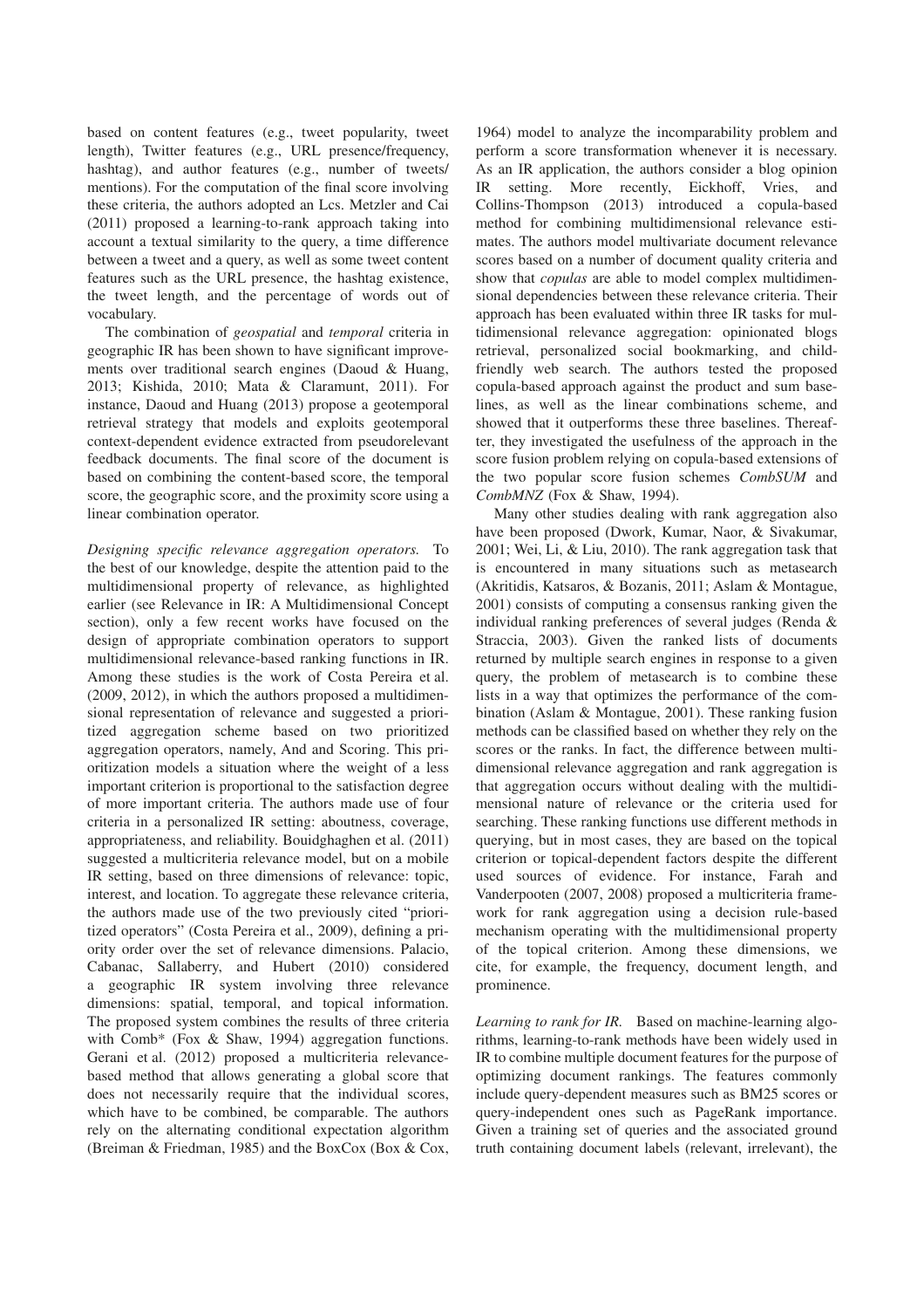based on content features (e.g., tweet popularity, tweet length), Twitter features (e.g., URL presence/frequency, hashtag), and author features (e.g., number of tweets/ mentions). For the computation of the final score involving these criteria, the authors adopted an Lcs. Metzler and Cai (2011) proposed a learning-to-rank approach taking into account a textual similarity to the query, a time difference between a tweet and a query, as well as some tweet content features such as the URL presence, the hashtag existence, the tweet length, and the percentage of words out of vocabulary.

The combination of *geospatial* and *temporal* criteria in geographic IR has been shown to have significant improvements over traditional search engines (Daoud & Huang, 2013; Kishida, 2010; Mata & Claramunt, 2011). For instance, Daoud and Huang (2013) propose a geotemporal retrieval strategy that models and exploits geotemporal context-dependent evidence extracted from pseudorelevant feedback documents. The final score of the document is based on combining the content-based score, the temporal score, the geographic score, and the proximity score using a linear combination operator.

*Designing specific relevance aggregation operators.* To the best of our knowledge, despite the attention paid to the multidimensional property of relevance, as highlighted earlier (see Relevance in IR: A Multidimensional Concept section), only a few recent works have focused on the design of appropriate combination operators to support multidimensional relevance-based ranking functions in IR. Among these studies is the work of Costa Pereira et al. (2009, 2012), in which the authors proposed a multidimensional representation of relevance and suggested a prioritized aggregation scheme based on two prioritized aggregation operators, namely, And and Scoring. This prioritization models a situation where the weight of a less important criterion is proportional to the satisfaction degree of more important criteria. The authors made use of four criteria in a personalized IR setting: aboutness, coverage, appropriateness, and reliability. Bouidghaghen et al. (2011) suggested a multicriteria relevance model, but on a mobile IR setting, based on three dimensions of relevance: topic, interest, and location. To aggregate these relevance criteria, the authors made use of the two previously cited "prioritized operators" (Costa Pereira et al., 2009), defining a priority order over the set of relevance dimensions. Palacio, Cabanac, Sallaberry, and Hubert (2010) considered a geographic IR system involving three relevance dimensions: spatial, temporal, and topical information. The proposed system combines the results of three criteria with Comb* (Fox & Shaw, 1994) aggregation functions. Gerani et al. (2012) proposed a multicriteria relevance-based method that allows generating a global score that does not necessarily require that the individual scores, which have to be combined, be comparable. The authors rely on the alternating conditional expectation algorithm (Breiman & Friedman, 1985) and the BoxCox (Box & Cox, 1964) model to analyze the incomparability problem and perform a score transformation whenever it is necessary. As an IR application, the authors consider a blog opinion IR setting. More recently, Eickhoff, Vries, and Collins-Thompson (2013) introduced a copula-based method for combining multidimensional relevance estimates. The authors model multivariate document relevance scores based on a number of document quality criteria and show that *copulas* are able to model complex multidimensional dependencies between these relevance criteria. Their approach has been evaluated within three IR tasks for multidimensional relevance aggregation: opinionated blogs retrieval, personalized social bookmarking, and child-friendly web search. The authors tested the proposed copula-based approach against the product and sum baselines, as well as the linear combinations scheme, and showed that it outperforms these three baselines. Thereafter, they investigated the usefulness of the approach in the score fusion problem relying on copula-based extensions of the two popular score fusion schemes *CombSUM* and *CombMNZ* (Fox & Shaw, 1994).

Many other studies dealing with rank aggregation also have been proposed (Dwork, Kumar, Naor, & Sivakumar, 2001; Wei, Li, & Liu, 2010). The rank aggregation task that is encountered in many situations such as metasearch (Akritidis, Katsaros, & Bozanis, 2011; Aslam & Montague, 2001) consists of computing a consensus ranking given the individual ranking preferences of several judges (Renda & Straccia, 2003). Given the ranked lists of documents returned by multiple search engines in response to a given query, the problem of metasearch is to combine these lists in a way that optimizes the performance of the combination (Aslam & Montague, 2001). These ranking fusion methods can be classified based on whether they rely on the scores or the ranks. In fact, the difference between multidimensional relevance aggregation and rank aggregation is that aggregation occurs without dealing with the multidimensional nature of relevance or the criteria used for searching. These ranking functions use different methods in querying, but in most cases, they are based on the topical criterion or topical-dependent factors despite the different used sources of evidence. For instance, Farah and Vanderpooten (2007, 2008) proposed a multicriteria framework for rank aggregation using a decision rule-based mechanism operating with the multidimensional property of the topical criterion. Among these dimensions, we cite, for example, the frequency, document length, and prominence.

*Learning to rank for IR.* Based on machine-learning algorithms, learning-to-rank methods have been widely used in IR to combine multiple document features for the purpose of optimizing document rankings. The features commonly include query-dependent measures such as BM25 scores or query-independent ones such as PageRank importance. Given a training set of queries and the associated ground truth containing document labels (relevant, irrelevant), the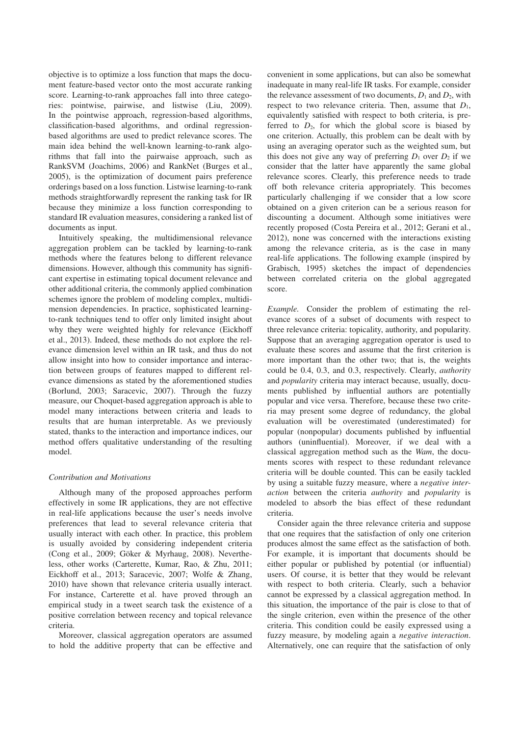objective is to optimize a loss function that maps the document feature-based vector onto the most accurate ranking score. Learning-to-rank approaches fall into three categories: pointwise, pairwise, and listwise (Liu, 2009). In the pointwise approach, regression-based algorithms, classification-based algorithms, and ordinal regression-based algorithms are used to predict relevance scores. The main idea behind the well-known learning-to-rank algorithms that fall into the pairwise approach, such as RankSVM (Joachims, 2006) and RankNet (Burges et al., 2005), is the optimization of document pairs preference orderings based on a loss function. Listwise learning-to-rank methods straightforwardly represent the ranking task for IR because they minimize a loss function corresponding to standard IR evaluation measures, considering a ranked list of documents as input.

Intuitively speaking, the multidimensional relevance aggregation problem can be tackled by learning-to-rank methods where the features belong to different relevance dimensions. However, although this community has significant expertise in estimating topical document relevance and other additional criteria, the commonly applied combination schemes ignore the problem of modeling complex, multidimension dependencies. In practice, sophisticated learning-to-rank techniques tend to offer only limited insight about why they were weighted highly for relevance (Eickhoff et al., 2013). Indeed, these methods do not explore the relevance dimension level within an IR task, and thus do not allow insight into how to consider importance and interaction between groups of features mapped to different relevance dimensions as stated by the aforementioned studies (Borlund, 2003; Saracevic, 2007). Through the fuzzy measure, our Choquet-based aggregation approach is able to model many interactions between criteria and leads to results that are human interpretable. As we previously stated, thanks to the interaction and importance indices, our method offers qualitative understanding of the resulting model.

### *Contribution and Motivations*

Although many of the proposed approaches perform effectively in some IR applications, they are not effective in real-life applications because the user's needs involve preferences that lead to several relevance criteria that usually interact with each other. In practice, this problem is usually avoided by considering independent criteria (Cong et al., 2009; Göker & Myrhaug, 2008). Nevertheless, other works (Carterette, Kumar, Rao, & Zhu, 2011; Eickhoff et al., 2013; Saracevic, 2007; Wolfe & Zhang, 2010) have shown that relevance criteria usually interact. For instance, Carterette et al. have proved through an empirical study in a tweet search task the existence of a positive correlation between recency and topical relevance criteria.

Moreover, classical aggregation operators are assumed to hold the additive property that can be effective and convenient in some applications, but can also be somewhat inadequate in many real-life IR tasks. For example, consider the relevance assessment of two documents, $D_1$ and $D_2$, with respect to two relevance criteria. Then, assume that $D_1$, equivalently satisfied with respect to both criteria, is preferred to $D_2$, for which the global score is biased by one criterion. Actually, this problem can be dealt with by using an averaging operator such as the weighted sum, but this does not give any way of preferring $D_1$ over $D_2$ if we consider that the latter have apparently the same global relevance scores. Clearly, this preference needs to trade off both relevance criteria appropriately. This becomes particularly challenging if we consider that a low score obtained on a given criterion can be a serious reason for discounting a document. Although some initiatives were recently proposed (Costa Pereira et al., 2012; Gerani et al., 2012), none was concerned with the interactions existing among the relevance criteria, as is the case in many real-life applications. The following example (inspired by Grabisch, 1995) sketches the impact of dependencies between correlated criteria on the global aggregated score.

*Example.* Consider the problem of estimating the relevance scores of a subset of documents with respect to three relevance criteria: topicality, authority, and popularity. Suppose that an averaging aggregation operator is used to evaluate these scores and assume that the first criterion is more important than the other two; that is, the weights could be 0.4, 0.3, and 0.3, respectively. Clearly, *authority* and *popularity* criteria may interact because, usually, documents published by influential authors are potentially popular and vice versa. Therefore, because these two criteria may present some degree of redundancy, the global evaluation will be overestimated (underestimated) for popular (nonpopular) documents published by influential authors (uninfluential). Moreover, if we deal with a classical aggregation method such as the *Wam*, the documents scores with respect to these redundant relevance criteria will be double counted. This can be easily tackled by using a suitable fuzzy measure, where a *negative interaction* between the criteria *authority* and *popularity* is modeled to absorb the bias effect of these redundant criteria.

Consider again the three relevance criteria and suppose that one requires that the satisfaction of only one criterion produces almost the same effect as the satisfaction of both. For example, it is important that documents should be either popular or published by potential (or influential) users. Of course, it is better that they would be relevant with respect to both criteria. Clearly, such a behavior cannot be expressed by a classical aggregation method. In this situation, the importance of the pair is close to that of the single criterion, even within the presence of the other criteria. This condition could be easily expressed using a fuzzy measure, by modeling again a *negative interaction*. Alternatively, one can require that the satisfaction of only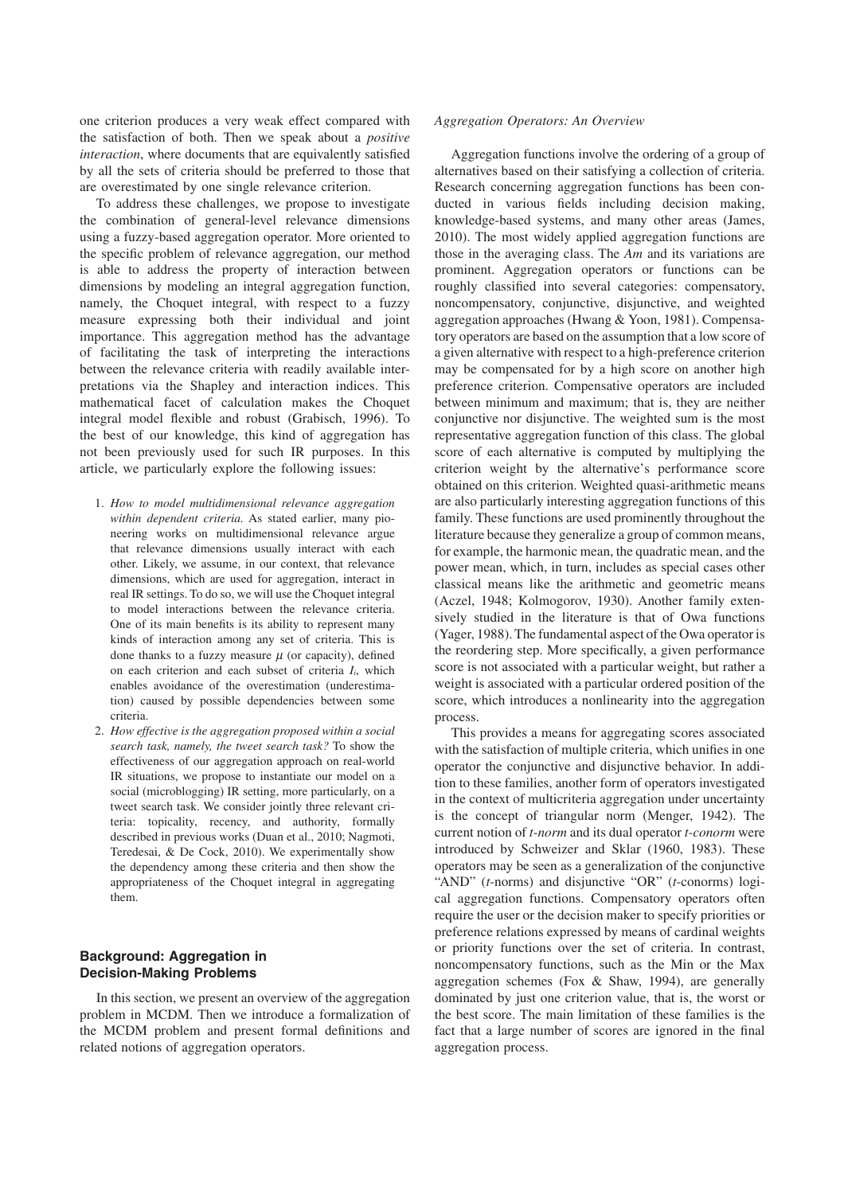one criterion produces a very weak effect compared with the satisfaction of both. Then we speak about a *positive interaction*, where documents that are equivalently satisfied by all the sets of criteria should be preferred to those that are overestimated by one single relevance criterion.

To address these challenges, we propose to investigate the combination of general-level relevance dimensions using a fuzzy-based aggregation operator. More oriented to the specific problem of relevance aggregation, our method is able to address the property of interaction between dimensions by modeling an integral aggregation function, namely, the Choquet integral, with respect to a fuzzy measure expressing both their individual and joint importance. This aggregation method has the advantage of facilitating the task of interpreting the interactions between the relevance criteria with readily available interpretations via the Shapley and interaction indices. This mathematical facet of calculation makes the Choquet integral model flexible and robust (Grabisch, 1996). To the best of our knowledge, this kind of aggregation has not been previously used for such IR purposes. In this article, we particularly explore the following issues:

1. *How to model multidimensional relevance aggregation within dependent criteria.* As stated earlier, many pioneering works on multidimensional relevance argue that relevance dimensions usually interact with each other. Likely, we assume, in our context, that relevance dimensions, which are used for aggregation, interact in real IR settings. To do so, we will use the Choquet integral to model interactions between the relevance criteria. One of its main benefits is its ability to represent many kinds of interaction among any set of criteria. This is done thanks to a fuzzy measure $\mu$ (or capacity), defined on each criterion and each subset of criteria $I_i$, which enables avoidance of the overestimation (underestimation) caused by possible dependencies between some criteria.
2. *How effective is the aggregation proposed within a social search task, namely, the tweet search task?* To show the effectiveness of our aggregation approach on real-world IR situations, we propose to instantiate our model on a social (microblogging) IR setting, more particularly, on a tweet search task. We consider jointly three relevant criteria: topicality, recency, and authority, formally described in previous works (Duan et al., 2010; Nagmoti, Teredesai, & De Cock, 2010). We experimentally show the dependency among these criteria and then show the appropriateness of the Choquet integral in aggregating them.

## Background: Aggregation in Decision-Making Problems

In this section, we present an overview of the aggregation problem in MCDM. Then we introduce a formalization of the MCDM problem and present formal definitions and related notions of aggregation operators.

### *Aggregation Operators: An Overview*

Aggregation functions involve the ordering of a group of alternatives based on their satisfying a collection of criteria. Research concerning aggregation functions has been conducted in various fields including decision making, knowledge-based systems, and many other areas (James, 2010). The most widely applied aggregation functions are those in the averaging class. The *Am* and its variations are prominent. Aggregation operators or functions can be roughly classified into several categories: compensatory, noncompensatory, conjunctive, disjunctive, and weighted aggregation approaches (Hwang & Yoon, 1981). Compensatory operators are based on the assumption that a low score of a given alternative with respect to a high-preference criterion may be compensated for by a high score on another high preference criterion. Compensative operators are included between minimum and maximum; that is, they are neither conjunctive nor disjunctive. The weighted sum is the most representative aggregation function of this class. The global score of each alternative is computed by multiplying the criterion weight by the alternative's performance score obtained on this criterion. Weighted quasi-arithmetic means are also particularly interesting aggregation functions of this family. These functions are used prominently throughout the literature because they generalize a group of common means, for example, the harmonic mean, the quadratic mean, and the power mean, which, in turn, includes as special cases other classical means like the arithmetic and geometric means (Aczel, 1948; Kolmogorov, 1930). Another family extensively studied in the literature is that of Owa functions (Yager, 1988). The fundamental aspect of the Owa operator is the reordering step. More specifically, a given performance score is not associated with a particular weight, but rather a weight is associated with a particular ordered position of the score, which introduces a nonlinearity into the aggregation process.

This provides a means for aggregating scores associated with the satisfaction of multiple criteria, which unifies in one operator the conjunctive and disjunctive behavior. In addition to these families, another form of operators investigated in the context of multicriteria aggregation under uncertainty is the concept of triangular norm (Menger, 1942). The current notion of *t-norm* and its dual operator *t-conorm* were introduced by Schweizer and Sklar (1960, 1983). These operators may be seen as a generalization of the conjunctive "AND" (*t*-norms) and disjunctive "OR" (*t*-conorms) logical aggregation functions. Compensatory operators often require the user or the decision maker to specify priorities or preference relations expressed by means of cardinal weights or priority functions over the set of criteria. In contrast, noncompensatory functions, such as the Min or the Max aggregation schemes (Fox & Shaw, 1994), are generally dominated by just one criterion value, that is, the worst or the best score. The main limitation of these families is the fact that a large number of scores are ignored in the final aggregation process.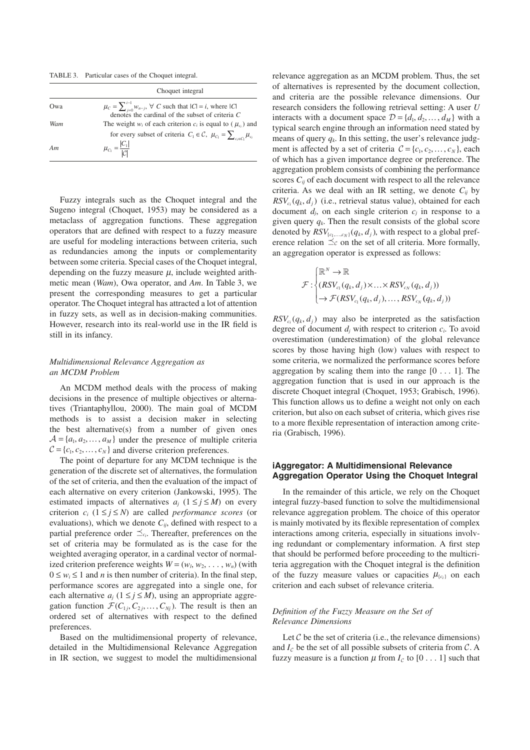TABLE 3. Particular cases of the Choquet integral.

| | Choquet integral |
|---|---|
| Owa | $\mu_C = \sum_{j=0}^{i-1} w_{n-j}$, $\forall$ $C$ such that $\lvert C \rvert = i$, where $\lvert C \rvert$ denotes the cardinal of the subset of criteria $C$ |
| *Wam* | The weight $w_i$ of each criterion $c_i$ is equal to ($\mu_{c_i}$) and for every subset of criteria $C_1 \in \mathcal{C}$, $\mu_{C_1} = \sum_{c_i \in C_1} \mu_{c_i}$ |
| *Am* | $\mu_{C_1} = \frac{\lvert C_1 \rvert}{\lvert \mathcal{C} \rvert}$ |

Fuzzy integrals such as the Choquet integral and the Sugeno integral (Choquet, 1953) may be considered as a metaclass of aggregation functions. These aggregation operators that are defined with respect to a fuzzy measure are useful for modeling interactions between criteria, such as redundancies among the inputs or complementarity between some criteria. Special cases of the Choquet integral, depending on the fuzzy measure $\mu$, include weighted arithmetic mean (*Wam*), Owa operator, and *Am*. In Table 3, we present the corresponding measures to get a particular operator. The Choquet integral has attracted a lot of attention in fuzzy sets, as well as in decision-making communities. However, research into its real-world use in the IR field is still in its infancy.

### *Multidimensional Relevance Aggregation as an MCDM Problem*

An MCDM method deals with the process of making decisions in the presence of multiple objectives or alternatives (Triantaphyllou, 2000). The main goal of MCDM methods is to assist a decision maker in selecting the best alternative(s) from a number of given ones $\mathcal{A} = \{a_1, a_2, \ldots, a_M\}$ under the presence of multiple criteria $\mathcal{C} = \{c_1, c_2, \ldots, c_N\}$ and diverse criterion preferences.

The point of departure for any MCDM technique is the generation of the discrete set of alternatives, the formulation of the set of criteria, and then the evaluation of the impact of each alternative on every criterion (Jankowski, 1995). The estimated impacts of alternatives $a_j$ $(1 \le j \le M)$ on every criterion $c_i$ $(1 \le j \le N)$ are called *performance scores* (or evaluations), which we denote $C_{ij}$, defined with respect to a partial preference order $\preceq_{c_i}$. Thereafter, preferences on the set of criteria may be formulated as is the case for the weighted averaging operator, in a cardinal vector of normalized criterion preference weights $W = (w_1, w_2, \ldots, w_n)$ (with $0 \le w_i \le 1$ and $n$ is then number of criteria). In the final step, performance scores are aggregated into a single one, for each alternative $a_j$ $(1 \le j \le M)$, using an appropriate aggregation function $\mathcal{F}(C_{1j}, C_{2j}, \ldots, C_{Nj})$. The result is then an ordered set of alternatives with respect to the defined preferences.

Based on the multidimensional property of relevance, detailed in the Multidimensional Relevance Aggregation in IR section, we suggest to model the multidimensional relevance aggregation as an MCDM problem. Thus, the set of alternatives is represented by the document collection, and criteria are the possible relevance dimensions. Our research considers the following retrieval setting: A user $U$ interacts with a document space $\mathcal{D} = \{d_1, d_2, \ldots, d_M\}$ with a typical search engine through an information need stated by means of query $q_k$. In this setting, the user's relevance judgment is affected by a set of criteria $\mathcal{C} = \{c_1, c_2, \ldots, c_N\}$, each of which has a given importance degree or preference. The aggregation problem consists of combining the performance scores $C_{ij}$ of each document with respect to all the relevance criteria. As we deal with an IR setting, we denote $C_{ij}$ by $RSV_{c_i}(q_k, d_j)$ (i.e., retrieval status value), obtained for each document $d_j$, on each single criterion $c_j$ in response to a given query $q_k$. Then the result consists of the global score denoted by $RSV_{\{c_1,\ldots,c_N\}}(q_k, d_j)$, with respect to a global preference relation $\preceq_{\mathcal{C}}$ on the set of all criteria. More formally, an aggregation operator is expressed as follows:

$$\mathcal{F}: \begin{cases} \mathbb{R}^N \to \mathbb{R} \\ (RSV_{c_1}(q_k, d_j) \times \ldots \times RSV_{c_N}(q_k, d_j)) \\ \to \mathcal{F}(RSV_{c_1}(q_k, d_j), \ldots, RSV_{c_N}(q_k, d_j)) \end{cases}$$

$RSV_{c_i}(q_k, d_j)$ may also be interpreted as the satisfaction degree of document $d_j$ with respect to criterion $c_i$. To avoid overestimation (underestimation) of the global relevance scores by those having high (low) values with respect to some criteria, we normalized the performance scores before aggregation by scaling them into the range [0 . . . 1]. The aggregation function that is used in our approach is the discrete Choquet integral (Choquet, 1953; Grabisch, 1996). This function allows us to define a weight not only on each criterion, but also on each subset of criteria, which gives rise to a more flexible representation of interaction among criteria (Grabisch, 1996).

## iAggregator: A Multidimensional Relevance Aggregation Operator Using the Choquet Integral

In the remainder of this article, we rely on the Choquet integral fuzzy-based function to solve the multidimensional relevance aggregation problem. The choice of this operator is mainly motivated by its flexible representation of complex interactions among criteria, especially in situations involving redundant or complementary information. A first step that should be performed before proceeding to the multicriteria aggregation with the Choquet integral is the definition of the fuzzy measure values or capacities $\mu_{\{c_i\}}$ on each criterion and each subset of relevance criteria.

### *Definition of the Fuzzy Measure on the Set of Relevance Dimensions*

Let $\mathcal{C}$ be the set of criteria (i.e., the relevance dimensions) and $I_{\mathcal{C}}$ be the set of all possible subsets of criteria from $\mathcal{C}$. A fuzzy measure is a function $\mu$ from $I_{\mathcal{C}}$ to [0 . . . 1] such that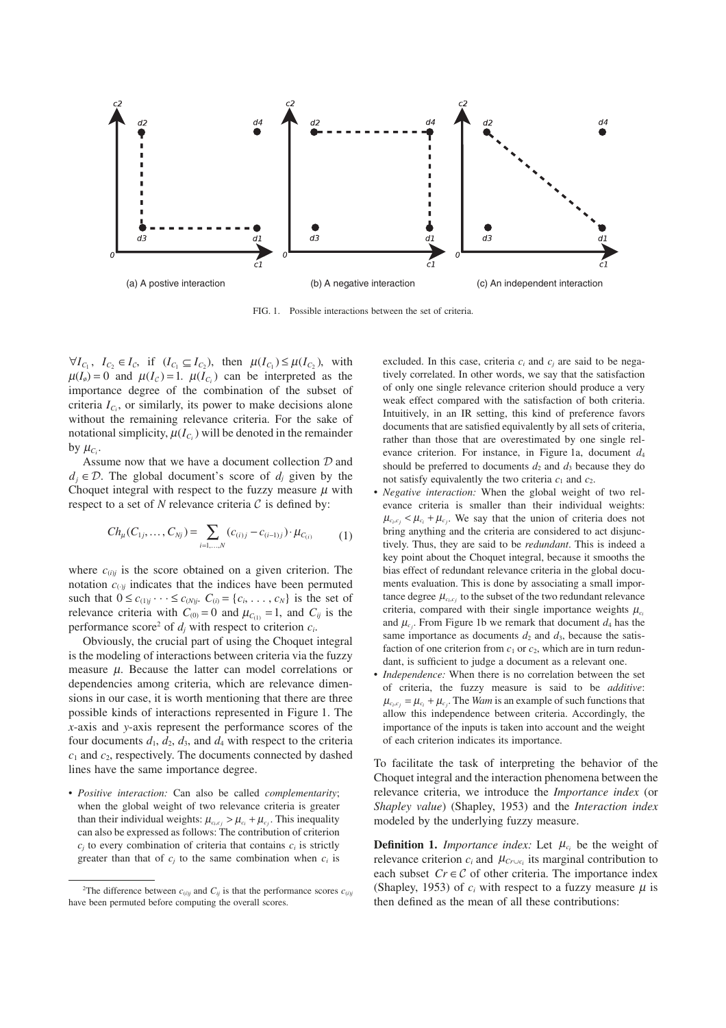(a) A postive interaction (b) A negative interaction (c) An independent interaction

FIG. 1. Possible interactions between the set of criteria.

$\forall I_{C_1}, I_{C_2} \in I_{\mathcal{C}}$, if $(I_{C_1} \subseteq I_{C_2})$, then $\mu(I_{C_1}) \leq \mu(I_{C_2})$, with $\mu(I_{\emptyset}) = 0$ and $\mu(I_{\mathcal{C}}) = 1$. $\mu(I_{C_i})$ can be interpreted as the importance degree of the combination of the subset of criteria $I_{C_i}$, or similarly, its power to make decisions alone without the remaining relevance criteria. For the sake of notational simplicity, $\mu(I_{C_i})$ will be denoted in the remainder by $\mu_{C_i}$.

Assume now that we have a document collection $\mathcal{D}$ and $d_j \in \mathcal{D}$. The global document's score of $d_j$ given by the Choquet integral with respect to the fuzzy measure $\mu$ with respect to a set of $N$ relevance criteria $\mathcal{C}$ is defined by:

$$Ch_{\mu}(C_{1j}, \ldots, C_{Nj}) = \sum_{i=1,\ldots,N} (c_{(i)j} - c_{(i-1)j}) \cdot \mu_{C_{(i)}} \tag{1}$$

where $c_{(i)j}$ is the score obtained on a given criterion. The notation $c_{(\cdot)j}$ indicates that the indices have been permuted such that $0 \leq c_{(1)j} \cdots \leq c_{(N)j}$. $C_{(i)} = \{c_i, \ldots, c_N\}$ is the set of relevance criteria with $C_{(0)} = 0$ and $\mu_{C_{(1)}} = 1$, and $C_{ij}$ is the performance score[2] of $d_j$ with respect to criterion $c_i$.

Obviously, the crucial part of using the Choquet integral is the modeling of interactions between criteria via the fuzzy measure $\mu$. Because the latter can model correlations or dependencies among criteria, which are relevance dimensions in our case, it is worth mentioning that there are three possible kinds of interactions represented in Figure 1. The *x*-axis and *y*-axis represent the performance scores of the four documents $d_1$, $d_2$, $d_3$, and $d_4$ with respect to the criteria $c_1$ and $c_2$, respectively. The documents connected by dashed lines have the same importance degree.

- *Positive interaction:* Can also be called *complementarity*; when the global weight of two relevance criteria is greater than their individual weights: $\mu_{c_i,c_j} > \mu_{c_i} + \mu_{c_j}$. This inequality can also be expressed as follows: The contribution of criterion $c_j$ to every combination of criteria that contains $c_i$ is strictly greater than that of $c_j$ to the same combination when $c_i$ is excluded. In this case, criteria $c_i$ and $c_j$ are said to be negatively correlated. In other words, we say that the satisfaction of only one single relevance criterion should produce a very weak effect compared with the satisfaction of both criteria. Intuitively, in an IR setting, this kind of preference favors documents that are satisfied equivalently by all sets of criteria, rather than those that are overestimated by one single relevance criterion. For instance, in Figure 1a, document $d_4$ should be preferred to documents $d_2$ and $d_3$ because they do not satisfy equivalently the two criteria $c_1$ and $c_2$.
- *Negative interaction:* When the global weight of two relevance criteria is smaller than their individual weights: $\mu_{c_i,c_j} < \mu_{c_i} + \mu_{c_j}$. We say that the union of criteria does not bring anything and the criteria are considered to act disjunctively. Thus, they are said to be *redundant*. This is indeed a key point about the Choquet integral, because it smooths the bias effect of redundant relevance criteria in the global documents evaluation. This is done by associating a small importance degree $\mu_{c_i,c_j}$ to the subset of the two redundant relevance criteria, compared with their single importance weights $\mu_{c_i}$ and $\mu_{c_j}$. From Figure 1b we remark that document $d_4$ has the same importance as documents $d_2$ and $d_3$, because the satisfaction of one criterion from $c_1$ or $c_2$, which are in turn redundant, is sufficient to judge a document as a relevant one.
- *Independence:* When there is no correlation between the set of criteria, the fuzzy measure is said to be *additive*: $\mu_{c_i,c_j} = \mu_{c_i} + \mu_{c_j}$. The *Wam* is an example of such functions that allow this independence between criteria. Accordingly, the importance of the inputs is taken into account and the weight of each criterion indicates its importance.

To facilitate the task of interpreting the behavior of the Choquet integral and the interaction phenomena between the relevance criteria, we introduce the *Importance index* (or *Shapley value*) (Shapley, 1953) and the *Interaction index* modeled by the underlying fuzzy measure.

**Definition 1.** *Importance index:* Let $\mu_{c_i}$ be the weight of relevance criterion $c_i$ and $\mu_{Cr \cup c_i}$ its marginal contribution to each subset $Cr \in \mathcal{C}$ of other criteria. The importance index (Shapley, 1953) of $c_i$ with respect to a fuzzy measure $\mu$ is then defined as the mean of all these contributions:

[2] The difference between $c_{(i)j}$ and $C_{ij}$ is that the performance scores $c_{(i)j}$ have been permuted before computing the overall scores.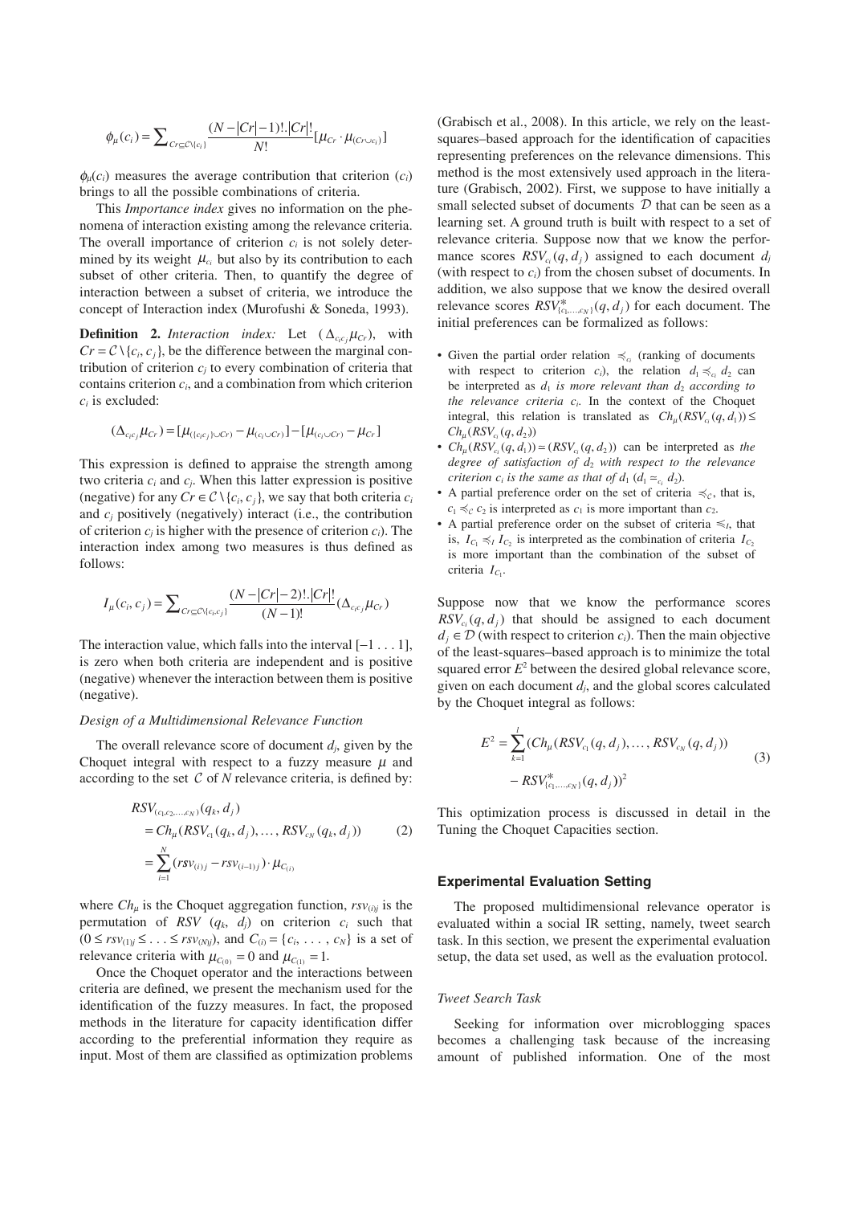$$\phi_\mu(c_i) = \sum_{Cr \subseteq \mathcal{C}\setminus\{c_i\}} \frac{(N-|Cr|-1)!.|Cr|!}{N!}[\mu_{Cr} \cdot \mu_{(Cr \cup c_i)}]$$

$\phi_\mu(c_i)$ measures the average contribution that criterion ($c_i$) brings to all the possible combinations of criteria.

This *Importance index* gives no information on the phenomena of interaction existing among the relevance criteria. The overall importance of criterion $c_i$ is not solely determined by its weight $\mu_{c_i}$ but also by its contribution to each subset of other criteria. Then, to quantify the degree of interaction between a subset of criteria, we introduce the concept of Interaction index (Murofushi & Soneda, 1993).

**Definition 2.** *Interaction index:* Let $(\Delta_{c_i c_j}\mu_{Cr})$, with $Cr = \mathcal{C}\setminus\{c_i, c_j\}$, be the difference between the marginal contribution of criterion $c_j$ to every combination of criteria that contains criterion $c_i$, and a combination from which criterion $c_i$ is excluded:

$$(\Delta_{c_i c_j}\mu_{Cr}) = [\mu_{(\{c_i c_j\} \cup Cr)} - \mu_{(c_i \cup Cr)}] - [\mu_{(c_i \cup Cr)} - \mu_{Cr}]$$

This expression is defined to appraise the strength among two criteria $c_i$ and $c_j$. When this latter expression is positive (negative) for any $Cr \in \mathcal{C}\setminus\{c_i, c_j\}$, we say that both criteria $c_i$ and $c_j$ positively (negatively) interact (i.e., the contribution of criterion $c_j$ is higher with the presence of criterion $c_i$). The interaction index among two measures is thus defined as follows:

$$I_\mu(c_i, c_j) = \sum_{Cr \subseteq \mathcal{C}\setminus\{c_i, c_j\}} \frac{(N-|Cr|-2)!.|Cr|!}{(N-1)!}(\Delta_{c_i c_j}\mu_{Cr})$$

The interaction value, which falls into the interval $[-1 \ldots 1]$, is zero when both criteria are independent and is positive (negative) whenever the interaction between them is positive (negative).

### *Design of a Multidimensional Relevance Function*

The overall relevance score of document $d_j$, given by the Choquet integral with respect to a fuzzy measure $\mu$ and according to the set $\mathcal{C}$ of $N$ relevance criteria, is defined by:

$$\begin{aligned} &RSV_{(c_1, c_2, \ldots, c_N)}(q_k, d_j) \\ &= Ch_\mu(RSV_{c_1}(q_k, d_j), \ldots, RSV_{c_N}(q_k, d_j)) \\ &= \sum_{i=1}^{N}(rsv_{(i)j} - rsv_{(i-1)j}) \cdot \mu_{C_{(i)}} \end{aligned} \tag{2}$$

where $Ch_\mu$ is the Choquet aggregation function, $rsv_{(i)j}$ is the permutation of $RSV$ ($q_k$, $d_j$) on criterion $c_i$ such that $(0 \leq rsv_{(1)j} \leq \ldots \leq rsv_{(N)j})$, and $C_{(i)} = \{c_i, \ldots, c_N\}$ is a set of relevance criteria with $\mu_{C_{(0)}} = 0$ and $\mu_{C_{(1)}} = 1$.

Once the Choquet operator and the interactions between criteria are defined, we present the mechanism used for the identification of the fuzzy measures. In fact, the proposed methods in the literature for capacity identification differ according to the preferential information they require as input. Most of them are classified as optimization problems (Grabisch et al., 2008). In this article, we rely on the least-squares–based approach for the identification of capacities representing preferences on the relevance dimensions. This method is the most extensively used approach in the literature (Grabisch, 2002). First, we suppose to have initially a small selected subset of documents $\mathcal{D}$ that can be seen as a learning set. A ground truth is built with respect to a set of relevance criteria. Suppose now that we know the performance scores $RSV_{c_i}(q, d_j)$ assigned to each document $d_j$ (with respect to $c_i$) from the chosen subset of documents. In addition, we also suppose that we know the desired overall relevance scores $RSV^*_{\{c_1,\ldots,c_N\}}(q, d_j)$ for each document. The initial preferences can be formalized as follows:

- Given the partial order relation $\preccurlyeq_{c_i}$ (ranking of documents with respect to criterion $c_i$), the relation $d_1 \preccurlyeq_{c_i} d_2$ can be interpreted as $d_1$ *is more relevant than* $d_2$ *according to the relevance criteria* $c_i$. In the context of the Choquet integral, this relation is translated as $Ch_\mu(RSV_{c_i}(q, d_1)) \leq Ch_\mu(RSV_{c_i}(q, d_2))$
- $Ch_\mu(RSV_{c_i}(q, d_1)) = (RSV_{c_i}(q, d_2))$ can be interpreted as *the degree of satisfaction of* $d_2$ *with respect to the relevance criterion* $c_i$ *is the same as that of* $d_1$ ($d_1 =_{c_i} d_2$).
- A partial preference order on the set of criteria $\preccurlyeq_{\mathcal{C}}$, that is, $c_1 \preccurlyeq_{\mathcal{C}} c_2$ is interpreted as $c_1$ is more important than $c_2$.
- A partial preference order on the subset of criteria $\preccurlyeq_I$, that is, $I_{C_1} \preccurlyeq_I I_{C_2}$ is interpreted as the combination of criteria $I_{C_2}$ is more important than the combination of the subset of criteria $I_{C_1}$.

Suppose now that we know the performance scores $RSV_{c_i}(q, d_j)$ that should be assigned to each document $d_j \in \mathcal{D}$ (with respect to criterion $c_i$). Then the main objective of the least-squares–based approach is to minimize the total squared error $E^2$ between the desired global relevance score, given on each document $d_j$, and the global scores calculated by the Choquet integral as follows:

$$\begin{aligned} E^2 = \sum_{k=1}^{l} &(Ch_\mu(RSV_{c_1}(q, d_j), \ldots, RSV_{c_N}(q, d_j)) \\ &- RSV^*_{\{c_1,\ldots,c_N\}}(q, d_j))^2 \end{aligned} \tag{3}$$

This optimization process is discussed in detail in the Tuning the Choquet Capacities section.

## Experimental Evaluation Setting

The proposed multidimensional relevance operator is evaluated within a social IR setting, namely, tweet search task. In this section, we present the experimental evaluation setup, the data set used, as well as the evaluation protocol.

### *Tweet Search Task*

Seeking for information over microblogging spaces becomes a challenging task because of the increasing amount of published information. One of the most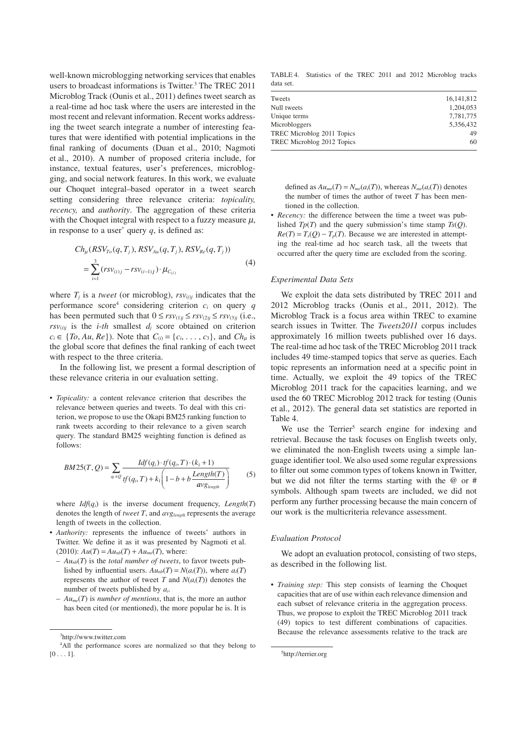well-known microblogging networking services that enables users to broadcast informations is Twitter.[3] The TREC 2011 Microblog Track (Ounis et al., 2011) defines tweet search as a real-time ad hoc task where the users are interested in the most recent and relevant information. Recent works addressing the tweet search integrate a number of interesting features that were identified with potential implications in the final ranking of documents (Duan et al., 2010; Nagmoti et al., 2010). A number of proposed criteria include, for instance, textual features, user's preferences, microblogging, and social network features. In this work, we evaluate our Choquet integral–based operator in a tweet search setting considering three relevance criteria: *topicality, recency,* and *authority*. The aggregation of these criteria with the Choquet integral with respect to a fuzzy measure $\mu$, in response to a user' query $q$, is defined as:

$$Ch_{\mu}(RSV_{To}(q,T_j), RSV_{Au}(q,T_j), RSV_{Re}(q,T_j)) = \sum_{i=1}^{3}(rsv_{(i)j} - rsv_{(i-1)j}) \cdot \mu_{C_{(i)}} \tag{4}$$

where $T_j$ is a *tweet* (or microblog), $rsv_{(i)j}$ indicates that the performance score[4] considering criterion $c_i$ on query $q$ has been permuted such that $0 \le rsv_{(1)j} \le rsv_{(2)j} \le rsv_{(3)j}$ (i.e., $rsv_{(i)j}$ is the *i-th* smallest $d_j$ score obtained on criterion $c_i \in \{To, Au, Re\}$). Note that $C_{(i)} = \{c_i, \ldots, c_3\}$, and $Ch_{\mu}$ is the global score that defines the final ranking of each tweet with respect to the three criteria.

In the following list, we present a formal description of these relevance criteria in our evaluation setting.

- *Topicality:* a content relevance criterion that describes the relevance between queries and tweets. To deal with this criterion, we propose to use the Okapi BM25 ranking function to rank tweets according to their relevance to a given search query. The standard BM25 weighting function is defined as follows:

$$BM25(T,Q) = \sum_{q_i \in Q} \frac{Idf(q_i) \cdot tf(q_i,T) \cdot (k_1+1)}{tf(q_i,T) + k_1\left(1 - b + b\dfrac{Length(T)}{avg_{length}}\right)} \tag{5}$$

  where $Idf(q_i)$ is the inverse document frequency, $Length(T)$ denotes the length of *tweet* $T$, and $avg_{length}$ represents the average length of tweets in the collection.
- *Authority:* represents the influence of tweets' authors in Twitter. We define it as it was presented by Nagmoti et al. (2010): $Au(T) = Au_{nb}(T) + Au_{me}(T)$, where:
  - $Au_{nb}(T)$ is the *total number of tweets*, to favor tweets published by influential users. $Au_{nb}(T) = N(a_i(T))$, where $a_i(T)$ represents the author of tweet $T$ and $N(a_i(T))$ denotes the number of tweets published by $a_i$.
  - $Au_{me}(T)$ is *number of mentions*, that is, the more an author has been cited (or mentioned), the more popular he is. It is defined as $Au_{me}(T) = N_{me}(a_i(T))$, whereas $N_{me}(a_i(T))$ denotes the number of times the author of tweet $T$ has been mentioned in the collection.
- *Recency:* the difference between the time a tweet was published $Tp(T)$ and the query submission's time stamp $Ts(Q)$. $Re(T) = T_s(Q) - T_p(T)$. Because we are interested in attempting the real-time ad hoc search task, all the tweets that occurred after the query time are excluded from the scoring.

TABLE 4. Statistics of the TREC 2011 and 2012 Microblog tracks data set.

| | |
|---|---|
| Tweets | 16,141,812 |
| Null tweets | 1,204,053 |
| Unique terms | 7,781,775 |
| Microbloggers | 5,356,432 |
| TREC Microblog 2011 Topics | 49 |
| TREC Microblog 2012 Topics | 60 |

### *Experimental Data Sets*

We exploit the data sets distributed by TREC 2011 and 2012 Microblog tracks (Ounis et al., 2011, 2012). The Microblog Track is a focus area within TREC to examine search issues in Twitter. The *Tweets2011* corpus includes approximately 16 million tweets published over 16 days. The real-time ad hoc task of the TREC Microblog 2011 track includes 49 time-stamped topics that serve as queries. Each topic represents an information need at a specific point in time. Actually, we exploit the 49 topics of the TREC Microblog 2011 track for the capacities learning, and we used the 60 TREC Microblog 2012 track for testing (Ounis et al., 2012). The general data set statistics are reported in Table 4.

We use the Terrier[5] search engine for indexing and retrieval. Because the task focuses on English tweets only, we eliminated the non-English tweets using a simple language identifier tool. We also used some regular expressions to filter out some common types of tokens known in Twitter, but we did not filter the terms starting with the @ or # symbols. Although spam tweets are included, we did not perform any further processing because the main concern of our work is the multicriteria relevance assessment.

### *Evaluation Protocol*

We adopt an evaluation protocol, consisting of two steps, as described in the following list.

- *Training step:* This step consists of learning the Choquet capacities that are of use within each relevance dimension and each subset of relevance criteria in the aggregation process. Thus, we propose to exploit the TREC Microblog 2011 track (49) topics to test different combinations of capacities. Because the relevance assessments relative to the track are

[3] http://www.twitter.com

[4] All the performance scores are normalized so that they belong to [0 . . . 1].

[5] http://terrier.org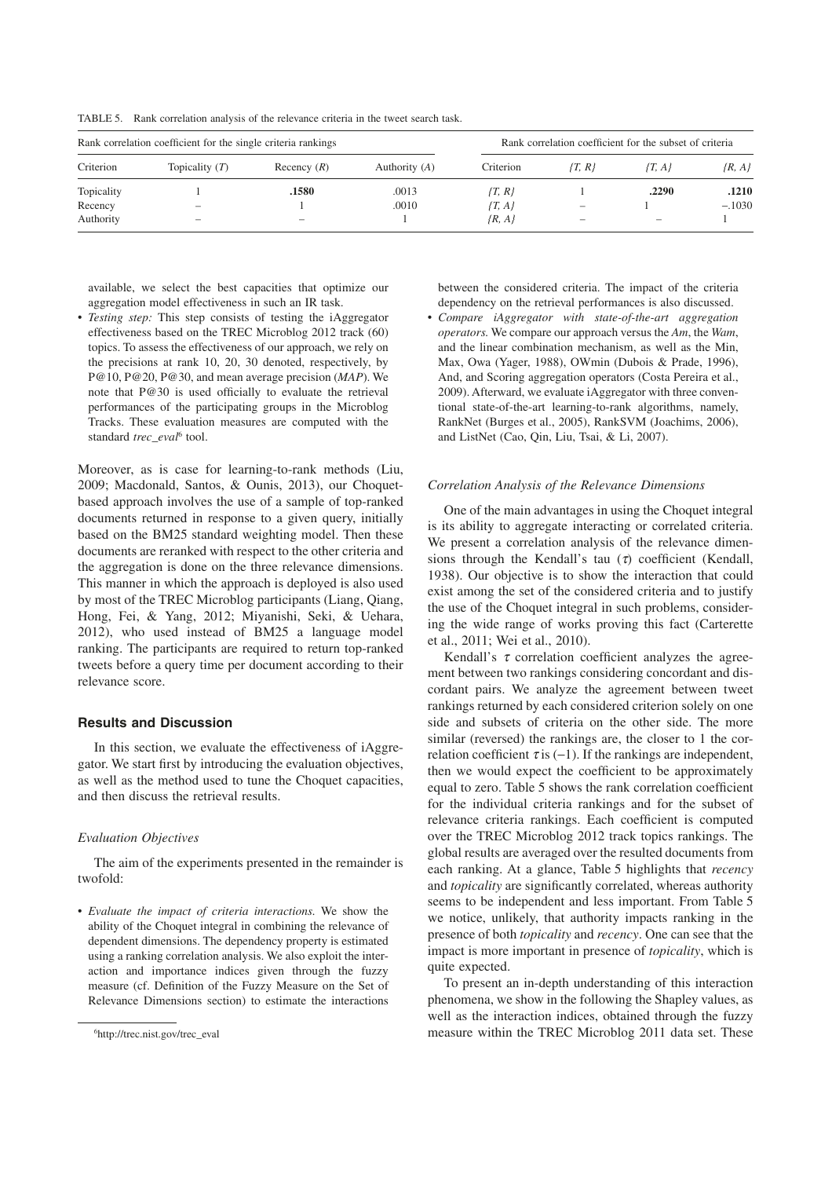TABLE 5. Rank correlation analysis of the relevance criteria in the tweet search task.

| Rank correlation coefficient for the single criteria rankings | | | | Rank correlation coefficient for the subset of criteria | | | |
|---|---|---|---|---|---|---|---|
| Criterion | Topicality ($T$) | Recency ($R$) | Authority ($A$) | Criterion | *{T, R}* | *{T, A}* | *{R, A}* |
| Topicality | 1 | **.1580** | .0013 | *{T, R}* | 1 | **.2290** | **.1210** |
| Recency | – | 1 | .0010 | *{T, A}* | – | 1 | −.1030 |
| Authority | – | – | 1 | *{R, A}* | – | – | 1 |

available, we select the best capacities that optimize our aggregation model effectiveness in such an IR task.

- *Testing step:* This step consists of testing the iAggregator effectiveness based on the TREC Microblog 2012 track (60) topics. To assess the effectiveness of our approach, we rely on the precisions at rank 10, 20, 30 denoted, respectively, by P@10, P@20, P@30, and mean average precision (*MAP*). We note that P@30 is used officially to evaluate the retrieval performances of the participating groups in the Microblog Tracks. These evaluation measures are computed with the standard *trec_eval*[6] tool.

Moreover, as is case for learning-to-rank methods (Liu, 2009; Macdonald, Santos, & Ounis, 2013), our Choquet-based approach involves the use of a sample of top-ranked documents returned in response to a given query, initially based on the BM25 standard weighting model. Then these documents are reranked with respect to the other criteria and the aggregation is done on the three relevance dimensions. This manner in which the approach is deployed is also used by most of the TREC Microblog participants (Liang, Qiang, Hong, Fei, & Yang, 2012; Miyanishi, Seki, & Uehara, 2012), who used instead of BM25 a language model ranking. The participants are required to return top-ranked tweets before a query time per document according to their relevance score.

## Results and Discussion

In this section, we evaluate the effectiveness of iAggregator. We start first by introducing the evaluation objectives, as well as the method used to tune the Choquet capacities, and then discuss the retrieval results.

### *Evaluation Objectives*

The aim of the experiments presented in the remainder is twofold:

- *Evaluate the impact of criteria interactions.* We show the ability of the Choquet integral in combining the relevance of dependent dimensions. The dependency property is estimated using a ranking correlation analysis. We also exploit the interaction and importance indices given through the fuzzy measure (cf. Definition of the Fuzzy Measure on the Set of Relevance Dimensions section) to estimate the interactions between the considered criteria. The impact of the criteria dependency on the retrieval performances is also discussed.
- *Compare iAggregator with state-of-the-art aggregation operators.* We compare our approach versus the *Am*, the *Wam*, and the linear combination mechanism, as well as the Min, Max, Owa (Yager, 1988), OWmin (Dubois & Prade, 1996), And, and Scoring aggregation operators (Costa Pereira et al., 2009). Afterward, we evaluate iAggregator with three conventional state-of-the-art learning-to-rank algorithms, namely, RankNet (Burges et al., 2005), RankSVM (Joachims, 2006), and ListNet (Cao, Qin, Liu, Tsai, & Li, 2007).

### *Correlation Analysis of the Relevance Dimensions*

One of the main advantages in using the Choquet integral is its ability to aggregate interacting or correlated criteria. We present a correlation analysis of the relevance dimensions through the Kendall's tau ($\tau$) coefficient (Kendall, 1938). Our objective is to show the interaction that could exist among the set of the considered criteria and to justify the use of the Choquet integral in such problems, considering the wide range of works proving this fact (Carterette et al., 2011; Wei et al., 2010).

Kendall's $\tau$ correlation coefficient analyzes the agreement between two rankings considering concordant and discordant pairs. We analyze the agreement between tweet rankings returned by each considered criterion solely on one side and subsets of criteria on the other side. The more similar (reversed) the rankings are, the closer to 1 the correlation coefficient $\tau$ is ($-1$). If the rankings are independent, then we would expect the coefficient to be approximately equal to zero. Table 5 shows the rank correlation coefficient for the individual criteria rankings and for the subset of relevance criteria rankings. Each coefficient is computed over the TREC Microblog 2012 track topics rankings. The global results are averaged over the resulted documents from each ranking. At a glance, Table 5 highlights that *recency* and *topicality* are significantly correlated, whereas authority seems to be independent and less important. From Table 5 we notice, unlikely, that authority impacts ranking in the presence of both *topicality* and *recency*. One can see that the impact is more important in presence of *topicality*, which is quite expected.

To present an in-depth understanding of this interaction phenomena, we show in the following the Shapley values, as well as the interaction indices, obtained through the fuzzy measure within the TREC Microblog 2011 data set. These

[6] http://trec.nist.gov/trec_eval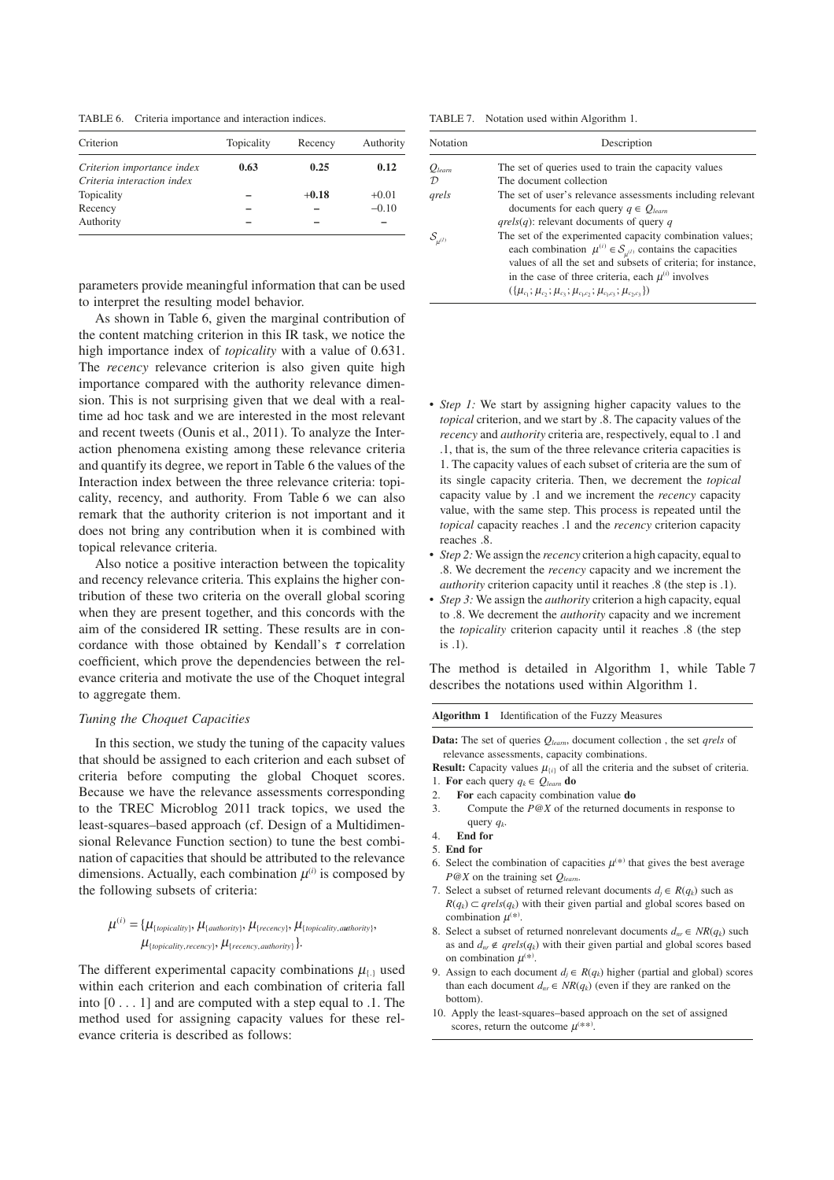TABLE 6. Criteria importance and interaction indices.

| Criterion | Topicality | Recency | Authority |
|---|---|---|---|
| *Criterion importance index* | **0.63** | **0.25** | **0.12** |
| *Criteria interaction index* | | | |
| Topicality | – | **+0.18** | +0.01 |
| Recency | – | – | −0.10 |
| Authority | – | – | – |

parameters provide meaningful information that can be used to interpret the resulting model behavior.

As shown in Table 6, given the marginal contribution of the content matching criterion in this IR task, we notice the high importance index of *topicality* with a value of 0.631. The *recency* relevance criterion is also given quite high importance compared with the authority relevance dimension. This is not surprising given that we deal with a real-time ad hoc task and we are interested in the most relevant and recent tweets (Ounis et al., 2011). To analyze the Interaction phenomena existing among these relevance criteria and quantify its degree, we report in Table 6 the values of the Interaction index between the three relevance criteria: topicality, recency, and authority. From Table 6 we can also remark that the authority criterion is not important and it does not bring any contribution when it is combined with topical relevance criteria.

Also notice a positive interaction between the topicality and recency relevance criteria. This explains the higher contribution of these two criteria on the overall global scoring when they are present together, and this concords with the aim of the considered IR setting. These results are in concordance with those obtained by Kendall's $\tau$ correlation coefficient, which prove the dependencies between the relevance criteria and motivate the use of the Choquet integral to aggregate them.

*Tuning the Choquet Capacities*

In this section, we study the tuning of the capacity values that should be assigned to each criterion and each subset of criteria before computing the global Choquet scores. Because we have the relevance assessments corresponding to the TREC Microblog 2011 track topics, we used the least-squares–based approach (cf. Design of a Multidimensional Relevance Function section) to tune the best combination of capacities that should be attributed to the relevance dimensions. Actually, each combination $\mu^{(i)}$ is composed by the following subsets of criteria:

$$\mu^{(i)} = \{\mu_{\{topicality\}}, \mu_{\{authority\}}, \mu_{\{recency\}}, \mu_{\{topicality,authority\}}, \mu_{\{topicality,recency\}}, \mu_{\{recency,authority\}}\}.$$

The different experimental capacity combinations $\mu_{\{.\}}$ used within each criterion and each combination of criteria fall into $[0 \ldots 1]$ and are computed with a step equal to .1. The method used for assigning capacity values for these relevance criteria is described as follows:

TABLE 7. Notation used within Algorithm 1.

| Notation | Description |
|---|---|
| $Q_{learn}$ | The set of queries used to train the capacity values |
| $\mathcal{D}$ | The document collection |
| *qrels* | The set of user's relevance assessments including relevant documents for each query $q \in Q_{learn}$; $qrels(q)$: relevant documents of query $q$ |
| $\mathcal{S}_{\mu^{(i)}}$ | The set of the experimented capacity combination values; each combination $\mu^{(i)} \in \mathcal{S}_{\mu^{(i)}}$ contains the capacities values of all the set and subsets of criteria; for instance, in the case of three criteria, each $\mu^{(i)}$ involves $(\{\mu_{c_1}; \mu_{c_2}; \mu_{c_3}; \mu_{c_1c_2}; \mu_{c_1c_3}; \mu_{c_2c_3}\})$ |

- *Step 1:* We start by assigning higher capacity values to the *topical* criterion, and we start by .8. The capacity values of the *recency* and *authority* criteria are, respectively, equal to .1 and .1, that is, the sum of the three relevance criteria capacities is 1. The capacity values of each subset of criteria are the sum of its single capacity criteria. Then, we decrement the *topical* capacity value by .1 and we increment the *recency* capacity value, with the same step. This process is repeated until the *topical* capacity reaches .1 and the *recency* criterion capacity reaches .8.
- *Step 2:* We assign the *recency* criterion a high capacity, equal to .8. We decrement the *recency* capacity and we increment the *authority* criterion capacity until it reaches .8 (the step is .1).
- *Step 3:* We assign the *authority* criterion a high capacity, equal to .8. We decrement the *authority* capacity and we increment the *topicality* criterion capacity until it reaches .8 (the step is .1).

The method is detailed in Algorithm 1, while Table 7 describes the notations used within Algorithm 1.

**Algorithm 1** Identification of the Fuzzy Measures

**Data:** The set of queries $Q_{learn}$, document collection , the set *qrels* of relevance assessments, capacity combinations.
**Result:** Capacity values $\mu_{\{i\}}$ of all the criteria and the subset of criteria.
1. **For** each query $q_k \in Q_{learn}$ **do**
2. **For** each capacity combination value **do**
3. Compute the $P@X$ of the returned documents in response to query $q_k$.
4. **End for**
5. **End for**
6. Select the combination of capacities $\mu^{(*)}$ that gives the best average $P@X$ on the training set $Q_{learn}$.
7. Select a subset of returned relevant documents $d_j \in R(q_k)$ such as $R(q_k) \subset qrels(q_k)$ with their given partial and global scores based on combination $\mu^{(*)}$.
8. Select a subset of returned nonrelevant documents $d_{nr} \in NR(q_k)$ such as and $d_{nr} \notin qrels(q_k)$ with their given partial and global scores based on combination $\mu^{(*)}$.
9. Assign to each document $d_j \in R(q_k)$ higher (partial and global) scores than each document $d_{nr} \in NR(q_k)$ (even if they are ranked on the bottom).
10. Apply the least-squares–based approach on the set of assigned scores, return the outcome $\mu^{(**)}$.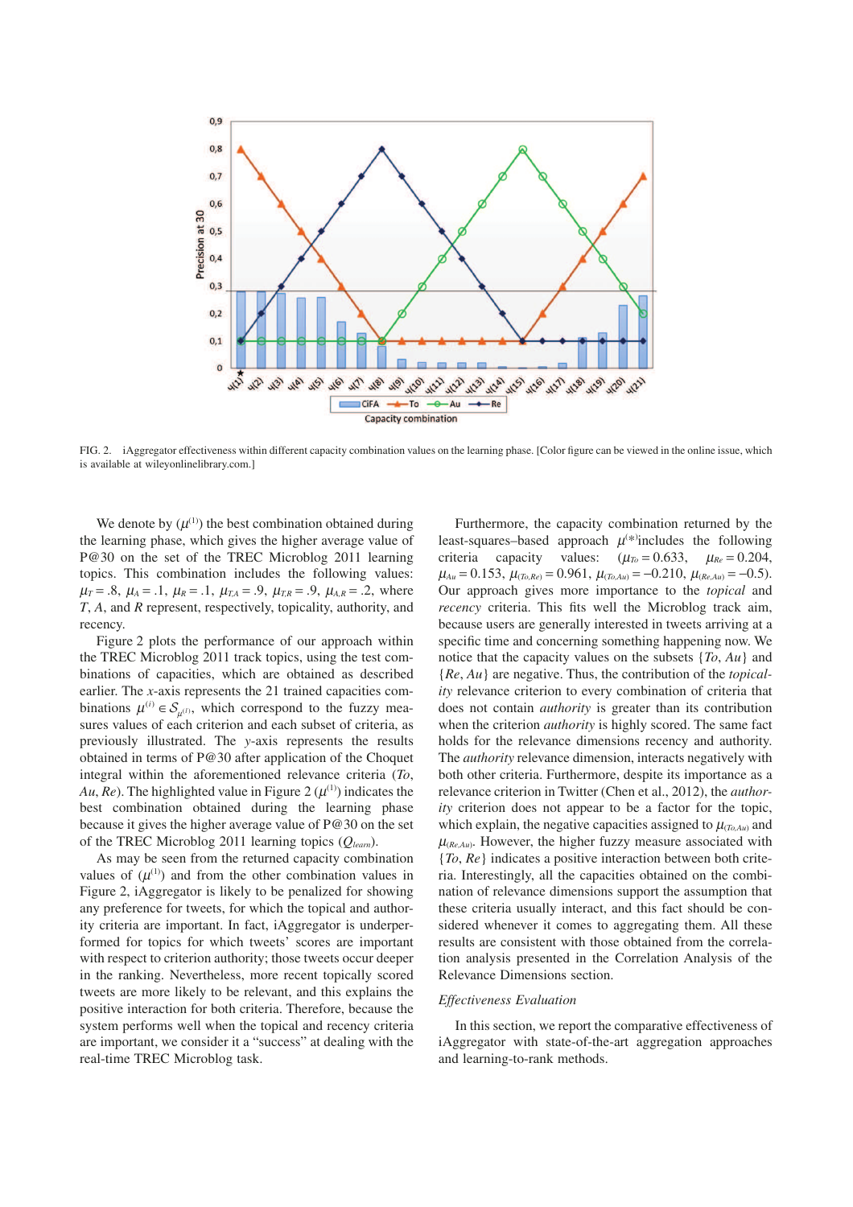FIG. 2. iAggregator effectiveness within different capacity combination values on the learning phase. [Color figure can be viewed in the online issue, which is available at wileyonlinelibrary.com.]

We denote by $(\mu^{(1)})$ the best combination obtained during the learning phase, which gives the higher average value of P@30 on the set of the TREC Microblog 2011 learning topics. This combination includes the following values: $\mu_T = .8$, $\mu_A = .1$, $\mu_R = .1$, $\mu_{T,A} = .9$, $\mu_{T,R} = .9$, $\mu_{A,R} = .2$, where $T$, $A$, and $R$ represent, respectively, topicality, authority, and recency.

Figure 2 plots the performance of our approach within the TREC Microblog 2011 track topics, using the test combinations of capacities, which are obtained as described earlier. The $x$-axis represents the 21 trained capacities combinations $\mu^{(i)} \in \mathcal{S}_{\mu^{(i)}}$, which correspond to the fuzzy measures values of each criterion and each subset of criteria, as previously illustrated. The $y$-axis represents the results obtained in terms of P@30 after application of the Choquet integral within the aforementioned relevance criteria (*To*, *Au*, *Re*). The highlighted value in Figure 2 $(\mu^{(1)})$ indicates the best combination obtained during the learning phase because it gives the higher average value of P@30 on the set of the TREC Microblog 2011 learning topics $(Q_{learn})$.

As may be seen from the returned capacity combination values of $(\mu^{(1)})$ and from the other combination values in Figure 2, iAggregator is likely to be penalized for showing any preference for tweets, for which the topical and authority criteria are important. In fact, iAggregator is underperformed for topics for which tweets' scores are important with respect to criterion authority; those tweets occur deeper in the ranking. Nevertheless, more recent topically scored tweets are more likely to be relevant, and this explains the positive interaction for both criteria. Therefore, because the system performs well when the topical and recency criteria are important, we consider it a "success" at dealing with the real-time TREC Microblog task.

Furthermore, the capacity combination returned by the least-squares–based approach $\mu^{(*)}$includes the following criteria capacity values: ($\mu_{To} = 0.633$, $\mu_{Re} = 0.204$, $\mu_{Au} = 0.153$, $\mu_{(To,Re)} = 0.961$, $\mu_{(To,Au)} = -0.210$, $\mu_{(Re,Au)} = -0.5$). Our approach gives more importance to the *topical* and *recency* criteria. This fits well the Microblog track aim, because users are generally interested in tweets arriving at a specific time and concerning something happening now. We notice that the capacity values on the subsets $\{To, Au\}$ and $\{Re, Au\}$ are negative. Thus, the contribution of the *topicality* relevance criterion to every combination of criteria that does not contain *authority* is greater than its contribution when the criterion *authority* is highly scored. The same fact holds for the relevance dimensions recency and authority. The *authority* relevance dimension, interacts negatively with both other criteria. Furthermore, despite its importance as a relevance criterion in Twitter (Chen et al., 2012), the *authority* criterion does not appear to be a factor for the topic, which explain, the negative capacities assigned to $\mu_{(To,Au)}$ and $\mu_{(Re,Au)}$. However, the higher fuzzy measure associated with $\{To, Re\}$ indicates a positive interaction between both criteria. Interestingly, all the capacities obtained on the combination of relevance dimensions support the assumption that these criteria usually interact, and this fact should be considered whenever it comes to aggregating them. All these results are consistent with those obtained from the correlation analysis presented in the Correlation Analysis of the Relevance Dimensions section.

### *Effectiveness Evaluation*

In this section, we report the comparative effectiveness of iAggregator with state-of-the-art aggregation approaches and learning-to-rank methods.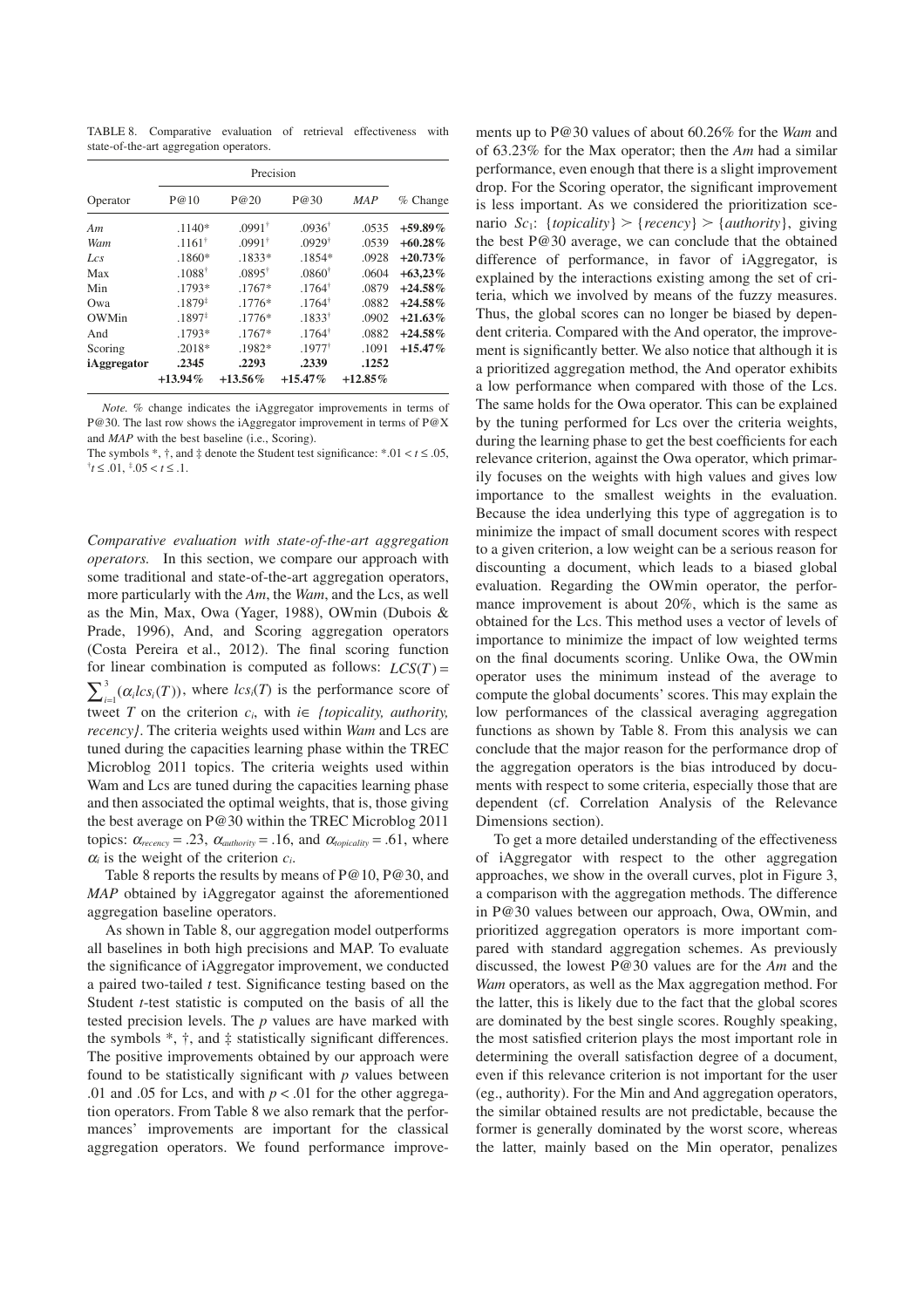TABLE 8. Comparative evaluation of retrieval effectiveness with state-of-the-art aggregation operators.

| | Precision | | | | |
|---|---|---|---|---|---|
| Operator | P@10 | P@20 | P@30 | *MAP* | % Change |
| *Am* | .1140* | .0991† | .0936† | .0535 | **+59.89%** |
| *Wam* | .1161† | .0991† | .0929† | .0539 | **+60.28%** |
| *Lcs* | .1860* | .1833* | .1854* | .0928 | **+20.73%** |
| Max | .1088† | .0895† | .0860† | .0604 | **+63,23%** |
| Min | .1793* | .1767* | .1764† | .0879 | **+24.58%** |
| Owa | .1879‡ | .1776* | .1764† | .0882 | **+24.58%** |
| OWMin | .1897‡ | .1776* | .1833† | .0902 | **+21.63%** |
| And | .1793* | .1767* | .1764† | .0882 | **+24.58%** |
| Scoring | .2018* | .1982* | .1977† | .1091 | **+15.47%** |
| **iAggregator** | **.2345** | **.2293** | **.2339** | **.1252** | |
| | **+13.94%** | **+13.56%** | **+15.47%** | **+12.85%** | |

*Note.* % change indicates the iAggregator improvements in terms of P@30. The last row shows the iAggregator improvement in terms of P@X and *MAP* with the best baseline (i.e., Scoring).

The symbols *, †, and ‡ denote the Student test significance: $*.01 < t \leq .05$, $^{\dagger}t \leq .01$, $^{\ddagger}.05 < t \leq .1$.

*Comparative evaluation with state-of-the-art aggregation operators.* In this section, we compare our approach with some traditional and state-of-the-art aggregation operators, more particularly with the *Am*, the *Wam*, and the Lcs, as well as the Min, Max, Owa (Yager, 1988), OWmin (Dubois & Prade, 1996), And, and Scoring aggregation operators (Costa Pereira et al., 2012). The final scoring function for linear combination is computed as follows: $LCS(T) = \sum_{i=1}^{3}(\alpha_i lcs_i(T))$, where $lcs_i(T)$ is the performance score of tweet $T$ on the criterion $c_i$, with $i \in$ *{topicality, authority, recency}*. The criteria weights used within *Wam* and Lcs are tuned during the capacities learning phase within the TREC Microblog 2011 topics. The criteria weights used within Wam and Lcs are tuned during the capacities learning phase and then associated the optimal weights, that is, those giving the best average on P@30 within the TREC Microblog 2011 topics: $\alpha_{recency} = .23$, $\alpha_{authority} = .16$, and $\alpha_{topicality} = .61$, where $\alpha_i$ is the weight of the criterion $c_i$.

Table 8 reports the results by means of P@10, P@30, and *MAP* obtained by iAggregator against the aforementioned aggregation baseline operators.

As shown in Table 8, our aggregation model outperforms all baselines in both high precisions and MAP. To evaluate the significance of iAggregator improvement, we conducted a paired two-tailed *t* test. Significance testing based on the Student *t*-test statistic is computed on the basis of all the tested precision levels. The *p* values are have marked with the symbols *, †, and ‡ statistically significant differences. The positive improvements obtained by our approach were found to be statistically significant with *p* values between .01 and .05 for Lcs, and with $p < .01$ for the other aggregation operators. From Table 8 we also remark that the performances' improvements are important for the classical aggregation operators. We found performance improvements up to P@30 values of about 60.26% for the *Wam* and of 63.23% for the Max operator; then the *Am* had a similar performance, even enough that there is a slight improvement drop. For the Scoring operator, the significant improvement is less important. As we considered the prioritization scenario $Sc_1$: $\{topicality\} \succ \{recency\} \succ \{authority\}$, giving the best P@30 average, we can conclude that the obtained difference of performance, in favor of iAggregator, is explained by the interactions existing among the set of criteria, which we involved by means of the fuzzy measures. Thus, the global scores can no longer be biased by dependent criteria. Compared with the And operator, the improvement is significantly better. We also notice that although it is a prioritized aggregation method, the And operator exhibits a low performance when compared with those of the Lcs. The same holds for the Owa operator. This can be explained by the tuning performed for Lcs over the criteria weights, during the learning phase to get the best coefficients for each relevance criterion, against the Owa operator, which primarily focuses on the weights with high values and gives low importance to the smallest weights in the evaluation. Because the idea underlying this type of aggregation is to minimize the impact of small document scores with respect to a given criterion, a low weight can be a serious reason for discounting a document, which leads to a biased global evaluation. Regarding the OWmin operator, the performance improvement is about 20%, which is the same as obtained for the Lcs. This method uses a vector of levels of importance to minimize the impact of low weighted terms on the final documents scoring. Unlike Owa, the OWmin operator uses the minimum instead of the average to compute the global documents' scores. This may explain the low performances of the classical averaging aggregation functions as shown by Table 8. From this analysis we can conclude that the major reason for the performance drop of the aggregation operators is the bias introduced by documents with respect to some criteria, especially those that are dependent (cf. Correlation Analysis of the Relevance Dimensions section).

To get a more detailed understanding of the effectiveness of iAggregator with respect to the other aggregation approaches, we show in the overall curves, plot in Figure 3, a comparison with the aggregation methods. The difference in P@30 values between our approach, Owa, OWmin, and prioritized aggregation operators is more important compared with standard aggregation schemes. As previously discussed, the lowest P@30 values are for the *Am* and the *Wam* operators, as well as the Max aggregation method. For the latter, this is likely due to the fact that the global scores are dominated by the best single scores. Roughly speaking, the most satisfied criterion plays the most important role in determining the overall satisfaction degree of a document, even if this relevance criterion is not important for the user (eg., authority). For the Min and And aggregation operators, the similar obtained results are not predictable, because the former is generally dominated by the worst score, whereas the latter, mainly based on the Min operator, penalizes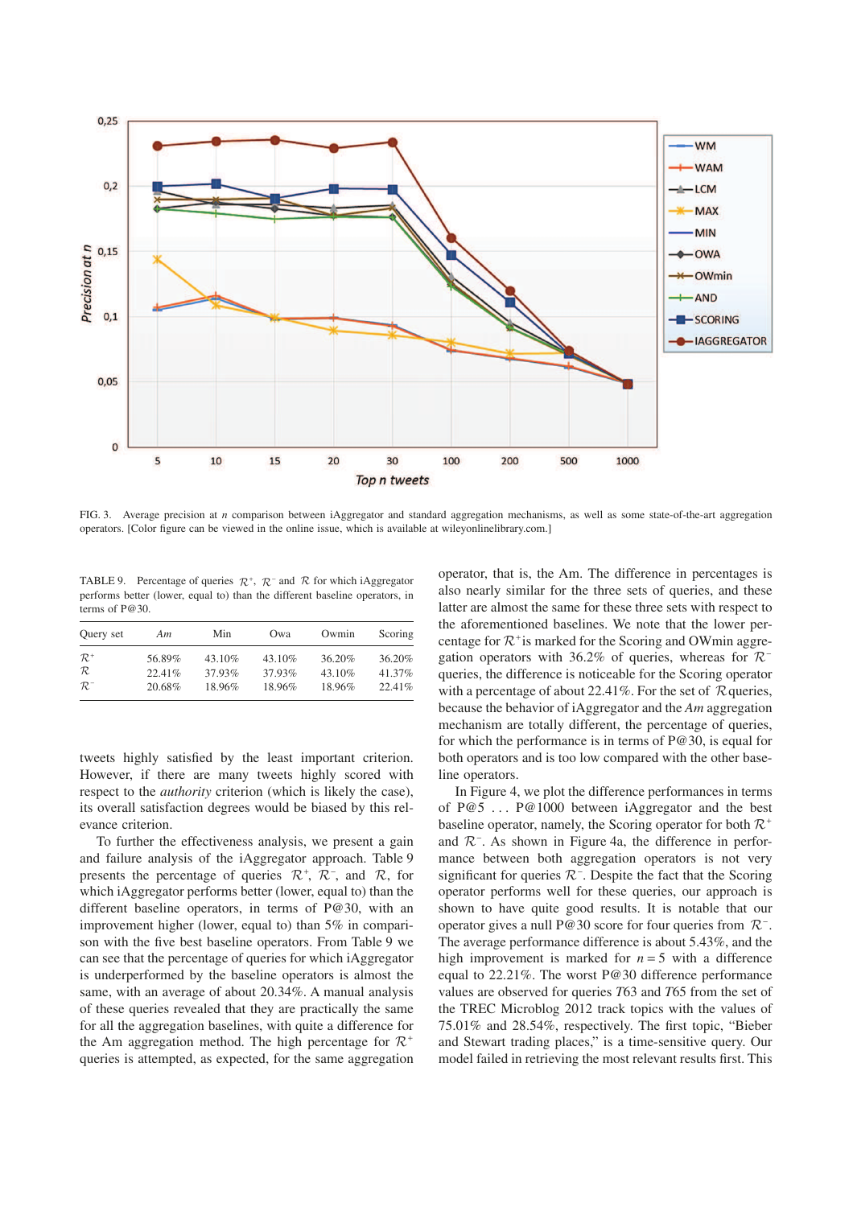FIG. 3. Average precision at $n$ comparison between iAggregator and standard aggregation mechanisms, as well as some state-of-the-art aggregation operators. [Color figure can be viewed in the online issue, which is available at wileyonlinelibrary.com.]

TABLE 9. Percentage of queries $\mathcal{R}^+$, $\mathcal{R}^-$ and $\mathcal{R}$ for which iAggregator performs better (lower, equal to) than the different baseline operators, in terms of P@30.

| Query set | *Am* | Min | Owa | Owmin | Scoring |
|---|---|---|---|---|---|
| $\mathcal{R}^+$ | 56.89% | 43.10% | 43.10% | 36.20% | 36.20% |
| $\mathcal{R}$ | 22.41% | 37.93% | 37.93% | 43.10% | 41.37% |
| $\mathcal{R}^-$ | 20.68% | 18.96% | 18.96% | 18.96% | 22.41% |

tweets highly satisfied by the least important criterion. However, if there are many tweets highly scored with respect to the *authority* criterion (which is likely the case), its overall satisfaction degrees would be biased by this relevance criterion.

To further the effectiveness analysis, we present a gain and failure analysis of the iAggregator approach. Table 9 presents the percentage of queries $\mathcal{R}^+$, $\mathcal{R}^-$, and $\mathcal{R}$, for which iAggregator performs better (lower, equal to) than the different baseline operators, in terms of P@30, with an improvement higher (lower, equal to) than 5% in comparison with the five best baseline operators. From Table 9 we can see that the percentage of queries for which iAggregator is underperformed by the baseline operators is almost the same, with an average of about 20.34%. A manual analysis of these queries revealed that they are practically the same for all the aggregation baselines, with quite a difference for the Am aggregation method. The high percentage for $\mathcal{R}^+$ queries is attempted, as expected, for the same aggregation operator, that is, the Am. The difference in percentages is also nearly similar for the three sets of queries, and these latter are almost the same for these three sets with respect to the aforementioned baselines. We note that the lower percentage for $\mathcal{R}^+$ is marked for the Scoring and OWmin aggregation operators with 36.2% of queries, whereas for $\mathcal{R}^-$ queries, the difference is noticeable for the Scoring operator with a percentage of about 22.41%. For the set of $\mathcal{R}$ queries, because the behavior of iAggregator and the *Am* aggregation mechanism are totally different, the percentage of queries, for which the performance is in terms of P@30, is equal for both operators and is too low compared with the other baseline operators.

In Figure 4, we plot the difference performances in terms of P@5 ... P@1000 between iAggregator and the best baseline operator, namely, the Scoring operator for both $\mathcal{R}^+$ and $\mathcal{R}^-$. As shown in Figure 4a, the difference in performance between both aggregation operators is not very significant for queries $\mathcal{R}^-$. Despite the fact that the Scoring operator performs well for these queries, our approach is shown to have quite good results. It is notable that our operator gives a null P@30 score for four queries from $\mathcal{R}^-$. The average performance difference is about 5.43%, and the high improvement is marked for $n = 5$ with a difference equal to 22.21%. The worst P@30 difference performance values are observed for queries *T*63 and *T*65 from the set of the TREC Microblog 2012 track topics with the values of 75.01% and 28.54%, respectively. The first topic, "Bieber and Stewart trading places," is a time-sensitive query. Our model failed in retrieving the most relevant results first. This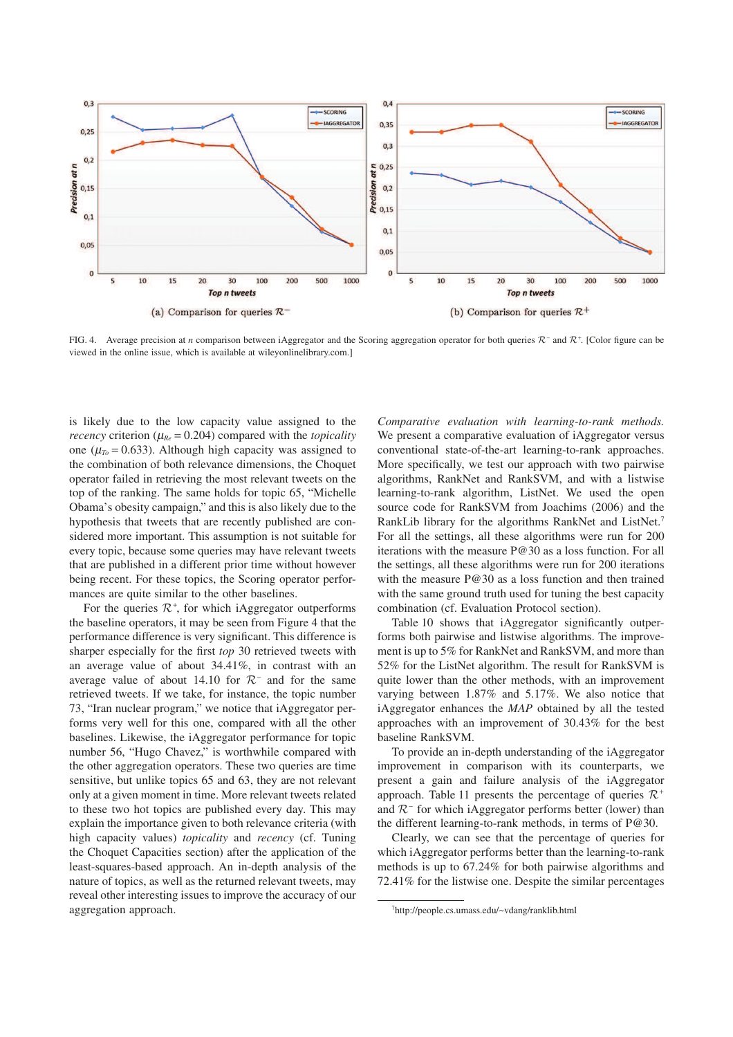FIG. 4. Average precision at $n$ comparison between iAggregator and the Scoring aggregation operator for both queries $\mathcal{R}^-$ and $\mathcal{R}^+$. [Color figure can be viewed in the online issue, which is available at wileyonlinelibrary.com.]

(a) Comparison for queries $\mathcal{R}^-$

(b) Comparison for queries $\mathcal{R}^+$

is likely due to the low capacity value assigned to the *recency* criterion ($\mu_{Re} = 0.204$) compared with the *topicality* one ($\mu_{To} = 0.633$). Although high capacity was assigned to the combination of both relevance dimensions, the Choquet operator failed in retrieving the most relevant tweets on the top of the ranking. The same holds for topic 65, "Michelle Obama's obesity campaign," and this is also likely due to the hypothesis that tweets that are recently published are considered more important. This assumption is not suitable for every topic, because some queries may have relevant tweets that are published in a different prior time without however being recent. For these topics, the Scoring operator performances are quite similar to the other baselines.

For the queries $\mathcal{R}^+$, for which iAggregator outperforms the baseline operators, it may be seen from Figure 4 that the performance difference is very significant. This difference is sharper especially for the first *top* 30 retrieved tweets with an average value of about 34.41%, in contrast with an average value of about 14.10 for $\mathcal{R}^-$ and for the same retrieved tweets. If we take, for instance, the topic number 73, "Iran nuclear program," we notice that iAggregator performs very well for this one, compared with all the other baselines. Likewise, the iAggregator performance for topic number 56, "Hugo Chavez," is worthwhile compared with the other aggregation operators. These two queries are time sensitive, but unlike topics 65 and 63, they are not relevant only at a given moment in time. More relevant tweets related to these two hot topics are published every day. This may explain the importance given to both relevance criteria (with high capacity values) *topicality* and *recency* (cf. Tuning the Choquet Capacities section) after the application of the least-squares-based approach. An in-depth analysis of the nature of topics, as well as the returned relevant tweets, may reveal other interesting issues to improve the accuracy of our aggregation approach.

*Comparative evaluation with learning-to-rank methods.* We present a comparative evaluation of iAggregator versus conventional state-of-the-art learning-to-rank approaches. More specifically, we test our approach with two pairwise algorithms, RankNet and RankSVM, and with a listwise learning-to-rank algorithm, ListNet. We used the open source code for RankSVM from Joachims (2006) and the RankLib library for the algorithms RankNet and ListNet.[7] For all the settings, all these algorithms were run for 200 iterations with the measure P@30 as a loss function. For all the settings, all these algorithms were run for 200 iterations with the measure P@30 as a loss function and then trained with the same ground truth used for tuning the best capacity combination (cf. Evaluation Protocol section).

Table 10 shows that iAggregator significantly outperforms both pairwise and listwise algorithms. The improvement is up to 5% for RankNet and RankSVM, and more than 52% for the ListNet algorithm. The result for RankSVM is quite lower than the other methods, with an improvement varying between 1.87% and 5.17%. We also notice that iAggregator enhances the *MAP* obtained by all the tested approaches with an improvement of 30.43% for the best baseline RankSVM.

To provide an in-depth understanding of the iAggregator improvement in comparison with its counterparts, we present a gain and failure analysis of the iAggregator approach. Table 11 presents the percentage of queries $\mathcal{R}^+$ and $\mathcal{R}^-$ for which iAggregator performs better (lower) than the different learning-to-rank methods, in terms of P@30.

Clearly, we can see that the percentage of queries for which iAggregator performs better than the learning-to-rank methods is up to 67.24% for both pairwise algorithms and 72.41% for the listwise one. Despite the similar percentages

[7]http://people.cs.umass.edu/~vdang/ranklib.html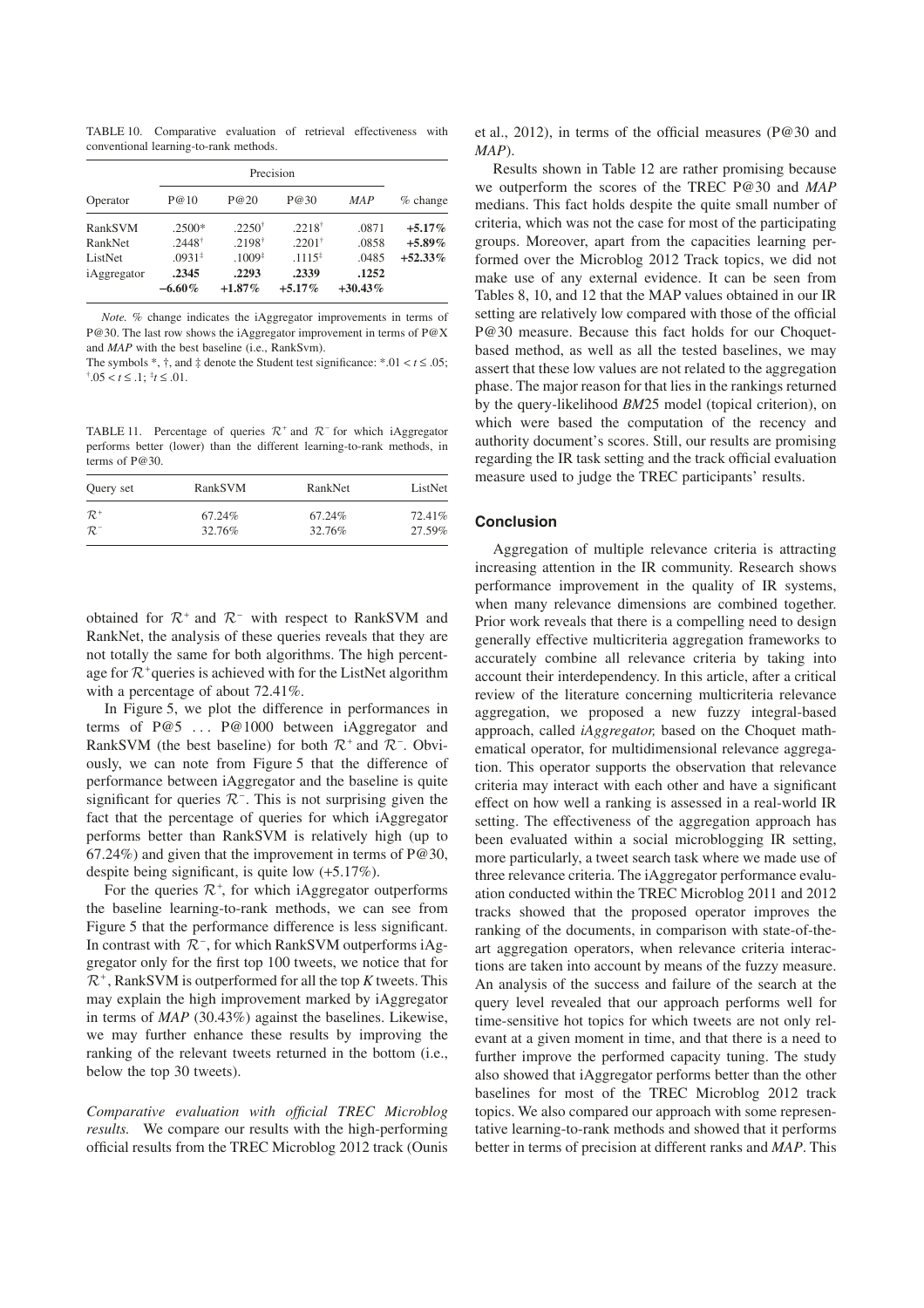TABLE 10. Comparative evaluation of retrieval effectiveness with conventional learning-to-rank methods.

| | Precision | | | | |
|---|---|---|---|---|---|
| Operator | P@10 | P@20 | P@30 | *MAP* | % change |
| RankSVM | .2500* | .2250$^{\dagger}$ | .2218$^{\dagger}$ | .0871 | **+5.17%** |
| RankNet | .2448$^{\dagger}$ | .2198$^{\dagger}$ | .2201$^{\dagger}$ | .0858 | **+5.89%** |
| ListNet | .0931$^{\ddagger}$ | .1009$^{\ddagger}$ | .1115$^{\ddagger}$ | .0485 | **+52.33%** |
| iAggregator | **.2345** | **.2293** | **.2339** | **.1252** | |
| | **−6.60%** | **+1.87%** | **+5.17%** | **+30.43%** | |

*Note.* % change indicates the iAggregator improvements in terms of P@30. The last row shows the iAggregator improvement in terms of P@X and *MAP* with the best baseline (i.e., RankSvm).

The symbols *, †, and ‡ denote the Student test significance: *.01 < $t$ ≤ .05; $^{\dagger}$.05 < $t$ ≤ .1; $^{\ddagger}t$ ≤ .01.

TABLE 11. Percentage of queries $\mathcal{R}^+$ and $\mathcal{R}^-$ for which iAggregator performs better (lower) than the different learning-to-rank methods, in terms of P@30.

| Query set | RankSVM | RankNet | ListNet |
|---|---|---|---|
| $\mathcal{R}^+$ | 67.24% | 67.24% | 72.41% |
| $\mathcal{R}^-$ | 32.76% | 32.76% | 27.59% |

obtained for $\mathcal{R}^+$ and $\mathcal{R}^-$ with respect to RankSVM and RankNet, the analysis of these queries reveals that they are not totally the same for both algorithms. The high percentage for $\mathcal{R}^+$queries is achieved with for the ListNet algorithm with a percentage of about 72.41%.

In Figure 5, we plot the difference in performances in terms of P@5 ... P@1000 between iAggregator and RankSVM (the best baseline) for both $\mathcal{R}^+$ and $\mathcal{R}^-$. Obviously, we can note from Figure 5 that the difference of performance between iAggregator and the baseline is quite significant for queries $\mathcal{R}^-$. This is not surprising given the fact that the percentage of queries for which iAggregator performs better than RankSVM is relatively high (up to 67.24%) and given that the improvement in terms of P@30, despite being significant, is quite low (+5.17%).

For the queries $\mathcal{R}^+$, for which iAggregator outperforms the baseline learning-to-rank methods, we can see from Figure 5 that the performance difference is less significant. In contrast with $\mathcal{R}^-$, for which RankSVM outperforms iAggregator only for the first top 100 tweets, we notice that for $\mathcal{R}^+$, RankSVM is outperformed for all the top *K* tweets. This may explain the high improvement marked by iAggregator in terms of *MAP* (30.43%) against the baselines. Likewise, we may further enhance these results by improving the ranking of the relevant tweets returned in the bottom (i.e., below the top 30 tweets).

*Comparative evaluation with official TREC Microblog results.* We compare our results with the high-performing official results from the TREC Microblog 2012 track (Ounis et al., 2012), in terms of the official measures (P@30 and *MAP*).

Results shown in Table 12 are rather promising because we outperform the scores of the TREC P@30 and *MAP* medians. This fact holds despite the quite small number of criteria, which was not the case for most of the participating groups. Moreover, apart from the capacities learning performed over the Microblog 2012 Track topics, we did not make use of any external evidence. It can be seen from Tables 8, 10, and 12 that the MAP values obtained in our IR setting are relatively low compared with those of the official P@30 measure. Because this fact holds for our Choquet-based method, as well as all the tested baselines, we may assert that these low values are not related to the aggregation phase. The major reason for that lies in the rankings returned by the query-likelihood *BM*25 model (topical criterion), on which were based the computation of the recency and authority document's scores. Still, our results are promising regarding the IR task setting and the track official evaluation measure used to judge the TREC participants' results.

## Conclusion

Aggregation of multiple relevance criteria is attracting increasing attention in the IR community. Research shows performance improvement in the quality of IR systems, when many relevance dimensions are combined together. Prior work reveals that there is a compelling need to design generally effective multicriteria aggregation frameworks to accurately combine all relevance criteria by taking into account their interdependency. In this article, after a critical review of the literature concerning multicriteria relevance aggregation, we proposed a new fuzzy integral-based approach, called *iAggregator,* based on the Choquet mathematical operator, for multidimensional relevance aggregation. This operator supports the observation that relevance criteria may interact with each other and have a significant effect on how well a ranking is assessed in a real-world IR setting. The effectiveness of the aggregation approach has been evaluated within a social microblogging IR setting, more particularly, a tweet search task where we made use of three relevance criteria. The iAggregator performance evaluation conducted within the TREC Microblog 2011 and 2012 tracks showed that the proposed operator improves the ranking of the documents, in comparison with state-of-the-art aggregation operators, when relevance criteria interactions are taken into account by means of the fuzzy measure. An analysis of the success and failure of the search at the query level revealed that our approach performs well for time-sensitive hot topics for which tweets are not only relevant at a given moment in time, and that there is a need to further improve the performed capacity tuning. The study also showed that iAggregator performs better than the other baselines for most of the TREC Microblog 2012 track topics. We also compared our approach with some representative learning-to-rank methods and showed that it performs better in terms of precision at different ranks and *MAP*. This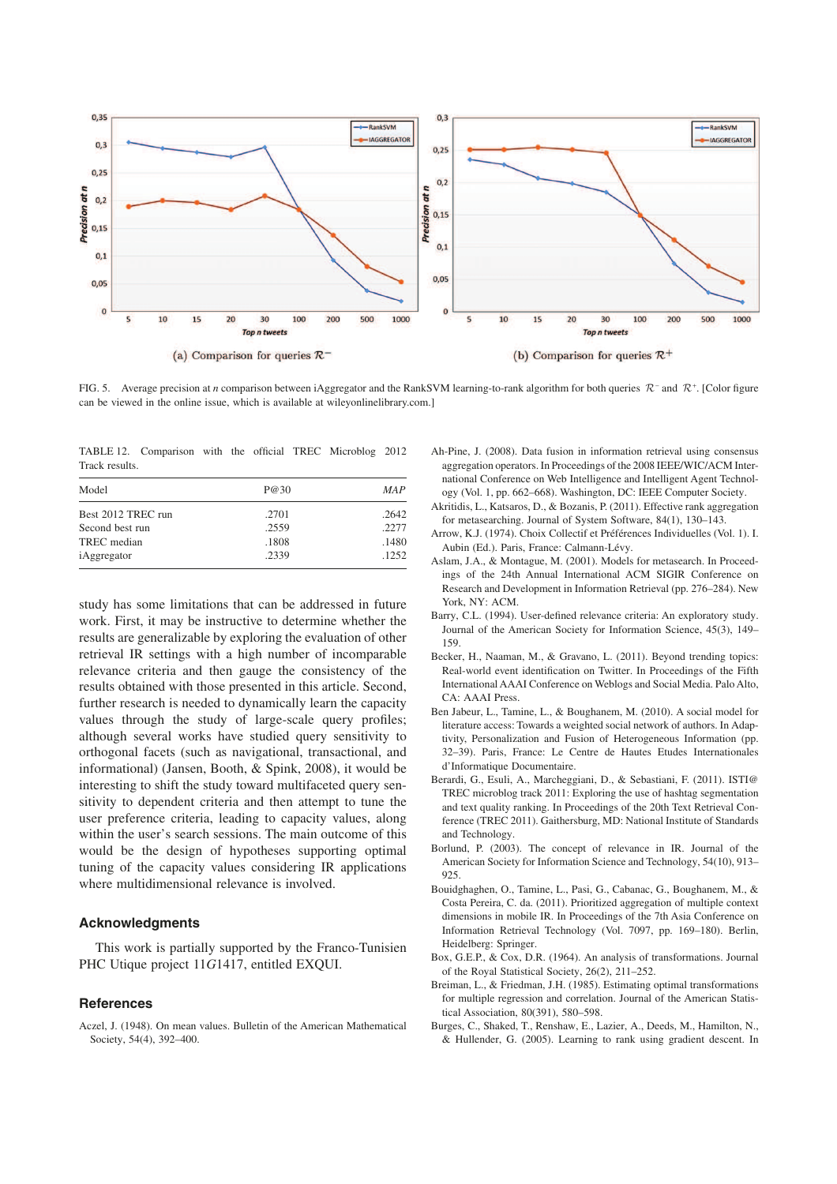(a) Comparison for queries $\mathcal{R}^-$

(b) Comparison for queries $\mathcal{R}^+$

FIG. 5. Average precision at *n* comparison between iAggregator and the RankSVM learning-to-rank algorithm for both queries $\mathcal{R}^-$ and $\mathcal{R}^+$. [Color figure can be viewed in the online issue, which is available at wileyonlinelibrary.com.]

TABLE 12. Comparison with the official TREC Microblog 2012 Track results.

| Model | P@30 | *MAP* |
|---|---|---|
| Best 2012 TREC run | .2701 | .2642 |
| Second best run | .2559 | .2277 |
| TREC median | .1808 | .1480 |
| iAggregator | .2339 | .1252 |

study has some limitations that can be addressed in future work. First, it may be instructive to determine whether the results are generalizable by exploring the evaluation of other retrieval IR settings with a high number of incomparable relevance criteria and then gauge the consistency of the results obtained with those presented in this article. Second, further research is needed to dynamically learn the capacity values through the study of large-scale query profiles; although several works have studied query sensitivity to orthogonal facets (such as navigational, transactional, and informational) (Jansen, Booth, & Spink, 2008), it would be interesting to shift the study toward multifaceted query sensitivity to dependent criteria and then attempt to tune the user preference criteria, leading to capacity values, along within the user's search sessions. The main outcome of this would be the design of hypotheses supporting optimal tuning of the capacity values considering IR applications where multidimensional relevance is involved.

## Acknowledgments

This work is partially supported by the Franco-Tunisien PHC Utique project 11*G*1417, entitled EXQUI.

## References

Aczel, J. (1948). On mean values. Bulletin of the American Mathematical Society, 54(4), 392–400.

Ah-Pine, J. (2008). Data fusion in information retrieval using consensus aggregation operators. In Proceedings of the 2008 IEEE/WIC/ACM International Conference on Web Intelligence and Intelligent Agent Technology (Vol. 1, pp. 662–668). Washington, DC: IEEE Computer Society.

Akritidis, L., Katsaros, D., & Bozanis, P. (2011). Effective rank aggregation for metasearching. Journal of System Software, 84(1), 130–143.

Arrow, K.J. (1974). Choix Collectif et Préférences Individuelles (Vol. 1). I. Aubin (Ed.). Paris, France: Calmann-Lévy.

Aslam, J.A., & Montague, M. (2001). Models for metasearch. In Proceedings of the 24th Annual International ACM SIGIR Conference on Research and Development in Information Retrieval (pp. 276–284). New York, NY: ACM.

Barry, C.L. (1994). User-defined relevance criteria: An exploratory study. Journal of the American Society for Information Science, 45(3), 149–159.

Becker, H., Naaman, M., & Gravano, L. (2011). Beyond trending topics: Real-world event identification on Twitter. In Proceedings of the Fifth International AAAI Conference on Weblogs and Social Media. Palo Alto, CA: AAAI Press.

Ben Jabeur, L., Tamine, L., & Boughanem, M. (2010). A social model for literature access: Towards a weighted social network of authors. In Adaptivity, Personalization and Fusion of Heterogeneous Information (pp. 32–39). Paris, France: Le Centre de Hautes Etudes Internationales d'Informatique Documentaire.

Berardi, G., Esuli, A., Marcheggiani, D., & Sebastiani, F. (2011). ISTI@TREC microblog track 2011: Exploring the use of hashtag segmentation and text quality ranking. In Proceedings of the 20th Text Retrieval Conference (TREC 2011). Gaithersburg, MD: National Institute of Standards and Technology.

Borlund, P. (2003). The concept of relevance in IR. Journal of the American Society for Information Science and Technology, 54(10), 913–925.

Bouidghaghen, O., Tamine, L., Pasi, G., Cabanac, G., Boughanem, M., & Costa Pereira, C. da. (2011). Prioritized aggregation of multiple context dimensions in mobile IR. In Proceedings of the 7th Asia Conference on Information Retrieval Technology (Vol. 7097, pp. 169–180). Berlin, Heidelberg: Springer.

Box, G.E.P., & Cox, D.R. (1964). An analysis of transformations. Journal of the Royal Statistical Society, 26(2), 211–252.

Breiman, L., & Friedman, J.H. (1985). Estimating optimal transformations for multiple regression and correlation. Journal of the American Statistical Association, 80(391), 580–598.

Burges, C., Shaked, T., Renshaw, E., Lazier, A., Deeds, M., Hamilton, N., & Hullender, G. (2005). Learning to rank using gradient descent. In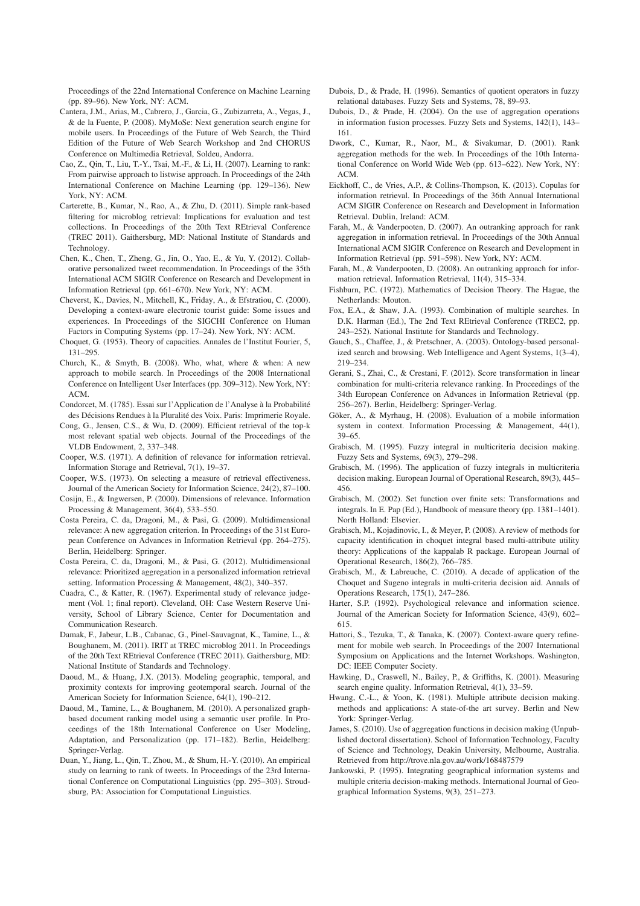Proceedings of the 22nd International Conference on Machine Learning (pp. 89–96). New York, NY: ACM.

Cantera, J.M., Arias, M., Cabrero, J., Garcia, G., Zubizarreta, A., Vegas, J., & de la Fuente, P. (2008). MyMoSe: Next generation search engine for mobile users. In Proceedings of the Future of Web Search, the Third Edition of the Future of Web Search Workshop and 2nd CHORUS Conference on Multimedia Retrieval, Soldeu, Andorra.

Cao, Z., Qin, T., Liu, T.-Y., Tsai, M.-F., & Li, H. (2007). Learning to rank: From pairwise approach to listwise approach. In Proceedings of the 24th International Conference on Machine Learning (pp. 129–136). New York, NY: ACM.

Carterette, B., Kumar, N., Rao, A., & Zhu, D. (2011). Simple rank-based filtering for microblog retrieval: Implications for evaluation and test collections. In Proceedings of the 20th Text REtrieval Conference (TREC 2011). Gaithersburg, MD: National Institute of Standards and Technology.

Chen, K., Chen, T., Zheng, G., Jin, O., Yao, E., & Yu, Y. (2012). Collaborative personalized tweet recommendation. In Proceedings of the 35th International ACM SIGIR Conference on Research and Development in Information Retrieval (pp. 661–670). New York, NY: ACM.

Cheverst, K., Davies, N., Mitchell, K., Friday, A., & Efstratiou, C. (2000). Developing a context-aware electronic tourist guide: Some issues and experiences. In Proceedings of the SIGCHI Conference on Human Factors in Computing Systems (pp. 17–24). New York, NY: ACM.

Choquet, G. (1953). Theory of capacities. Annales de l'Institut Fourier, 5, 131–295.

Church, K., & Smyth, B. (2008). Who, what, where & when: A new approach to mobile search. In Proceedings of the 2008 International Conference on Intelligent User Interfaces (pp. 309–312). New York, NY: ACM.

Condorcet, M. (1785). Essai sur l'Application de l'Analyse à la Probabilité des Décisions Rendues à la Pluralité des Voix. Paris: Imprimerie Royale.

Cong, G., Jensen, C.S., & Wu, D. (2009). Efficient retrieval of the top-k most relevant spatial web objects. Journal of the Proceedings of the VLDB Endowment, 2, 337–348.

Cooper, W.S. (1971). A definition of relevance for information retrieval. Information Storage and Retrieval, 7(1), 19–37.

Cooper, W.S. (1973). On selecting a measure of retrieval effectiveness. Journal of the American Society for Information Science, 24(2), 87–100.

Cosijn, E., & Ingwersen, P. (2000). Dimensions of relevance. Information Processing & Management, 36(4), 533–550.

Costa Pereira, C. da, Dragoni, M., & Pasi, G. (2009). Multidimensional relevance: A new aggregation criterion. In Proceedings of the 31st European Conference on Advances in Information Retrieval (pp. 264–275). Berlin, Heidelberg: Springer.

Costa Pereira, C. da, Dragoni, M., & Pasi, G. (2012). Multidimensional relevance: Prioritized aggregation in a personalized information retrieval setting. Information Processing & Management, 48(2), 340–357.

Cuadra, C., & Katter, R. (1967). Experimental study of relevance judgement (Vol. 1; final report). Cleveland, OH: Case Western Reserve University, School of Library Science, Center for Documentation and Communication Research.

Damak, F., Jabeur, L.B., Cabanac, G., Pinel-Sauvagnat, K., Tamine, L., & Boughanem, M. (2011). IRIT at TREC microblog 2011. In Proceedings of the 20th Text REtrieval Conference (TREC 2011). Gaithersburg, MD: National Institute of Standards and Technology.

Daoud, M., & Huang, J.X. (2013). Modeling geographic, temporal, and proximity contexts for improving geotemporal search. Journal of the American Society for Information Science, 64(1), 190–212.

Daoud, M., Tamine, L., & Boughanem, M. (2010). A personalized graph-based document ranking model using a semantic user profile. In Proceedings of the 18th International Conference on User Modeling, Adaptation, and Personalization (pp. 171–182). Berlin, Heidelberg: Springer-Verlag.

Duan, Y., Jiang, L., Qin, T., Zhou, M., & Shum, H.-Y. (2010). An empirical study on learning to rank of tweets. In Proceedings of the 23rd International Conference on Computational Linguistics (pp. 295–303). Stroudsburg, PA: Association for Computational Linguistics.

Dubois, D., & Prade, H. (1996). Semantics of quotient operators in fuzzy relational databases. Fuzzy Sets and Systems, 78, 89–93.

Dubois, D., & Prade, H. (2004). On the use of aggregation operations in information fusion processes. Fuzzy Sets and Systems, 142(1), 143–161.

Dwork, C., Kumar, R., Naor, M., & Sivakumar, D. (2001). Rank aggregation methods for the web. In Proceedings of the 10th International Conference on World Wide Web (pp. 613–622). New York, NY: ACM.

Eickhoff, C., de Vries, A.P., & Collins-Thompson, K. (2013). Copulas for information retrieval. In Proceedings of the 36th Annual International ACM SIGIR Conference on Research and Development in Information Retrieval. Dublin, Ireland: ACM.

Farah, M., & Vanderpooten, D. (2007). An outranking approach for rank aggregation in information retrieval. In Proceedings of the 30th Annual International ACM SIGIR Conference on Research and Development in Information Retrieval (pp. 591–598). New York, NY: ACM.

Farah, M., & Vanderpooten, D. (2008). An outranking approach for information retrieval. Information Retrieval, 11(4), 315–334.

Fishburn, P.C. (1972). Mathematics of Decision Theory. The Hague, the Netherlands: Mouton.

Fox, E.A., & Shaw, J.A. (1993). Combination of multiple searches. In D.K. Harman (Ed.), The 2nd Text REtrieval Conference (TREC2, pp. 243–252). National Institute for Standards and Technology.

Gauch, S., Chaffee, J., & Pretschner, A. (2003). Ontology-based personalized search and browsing. Web Intelligence and Agent Systems, 1(3–4), 219–234.

Gerani, S., Zhai, C., & Crestani, F. (2012). Score transformation in linear combination for multi-criteria relevance ranking. In Proceedings of the 34th European Conference on Advances in Information Retrieval (pp. 256–267). Berlin, Heidelberg: Springer-Verlag.

Göker, A., & Myrhaug, H. (2008). Evaluation of a mobile information system in context. Information Processing & Management, 44(1), 39–65.

Grabisch, M. (1995). Fuzzy integral in multicriteria decision making. Fuzzy Sets and Systems, 69(3), 279–298.

Grabisch, M. (1996). The application of fuzzy integrals in multicriteria decision making. European Journal of Operational Research, 89(3), 445–456.

Grabisch, M. (2002). Set function over finite sets: Transformations and integrals. In E. Pap (Ed.), Handbook of measure theory (pp. 1381–1401). North Holland: Elsevier.

Grabisch, M., Kojadinovic, I., & Meyer, P. (2008). A review of methods for capacity identification in choquet integral based multi-attribute utility theory: Applications of the kappalab R package. European Journal of Operational Research, 186(2), 766–785.

Grabisch, M., & Labreuche, C. (2010). A decade of application of the Choquet and Sugeno integrals in multi-criteria decision aid. Annals of Operations Research, 175(1), 247–286.

Harter, S.P. (1992). Psychological relevance and information science. Journal of the American Society for Information Science, 43(9), 602–615.

Hattori, S., Tezuka, T., & Tanaka, K. (2007). Context-aware query refinement for mobile web search. In Proceedings of the 2007 International Symposium on Applications and the Internet Workshops. Washington, DC: IEEE Computer Society.

Hawking, D., Craswell, N., Bailey, P., & Griffiths, K. (2001). Measuring search engine quality. Information Retrieval, 4(1), 33–59.

Hwang, C.-L., & Yoon, K. (1981). Multiple attribute decision making. methods and applications: A state-of-the art survey. Berlin and New York: Springer-Verlag.

James, S. (2010). Use of aggregation functions in decision making (Unpublished doctoral dissertation). School of Information Technology, Faculty of Science and Technology, Deakin University, Melbourne, Australia. Retrieved from http://trove.nla.gov.au/work/168487579

Jankowski, P. (1995). Integrating geographical information systems and multiple criteria decision-making methods. International Journal of Geographical Information Systems, 9(3), 251–273.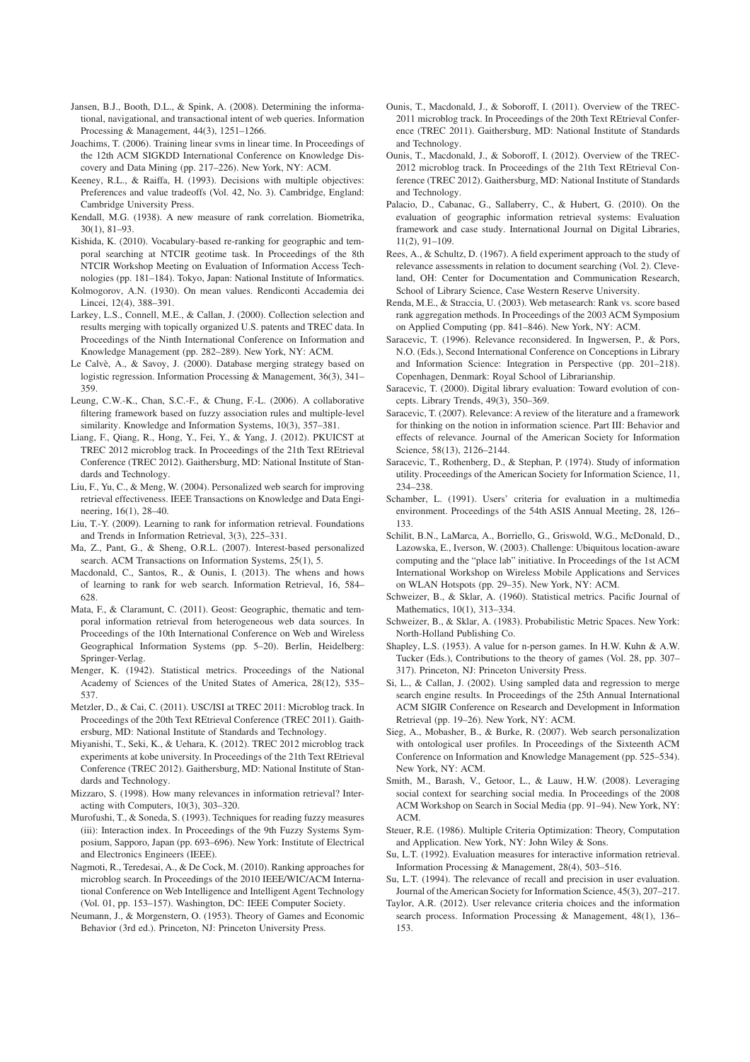Jansen, B.J., Booth, D.L., & Spink, A. (2008). Determining the informational, navigational, and transactional intent of web queries. Information Processing & Management, 44(3), 1251–1266.

Joachims, T. (2006). Training linear svms in linear time. In Proceedings of the 12th ACM SIGKDD International Conference on Knowledge Discovery and Data Mining (pp. 217–226). New York, NY: ACM.

Keeney, R.L., & Raiffa, H. (1993). Decisions with multiple objectives: Preferences and value tradeoffs (Vol. 42, No. 3). Cambridge, England: Cambridge University Press.

Kendall, M.G. (1938). A new measure of rank correlation. Biometrika, 30(1), 81–93.

Kishida, K. (2010). Vocabulary-based re-ranking for geographic and temporal searching at NTCIR geotime task. In Proceedings of the 8th NTCIR Workshop Meeting on Evaluation of Information Access Technologies (pp. 181–184). Tokyo, Japan: National Institute of Informatics.

Kolmogorov, A.N. (1930). On mean values. Rendiconti Accademia dei Lincei, 12(4), 388–391.

Larkey, L.S., Connell, M.E., & Callan, J. (2000). Collection selection and results merging with topically organized U.S. patents and TREC data. In Proceedings of the Ninth International Conference on Information and Knowledge Management (pp. 282–289). New York, NY: ACM.

Le Calvè, A., & Savoy, J. (2000). Database merging strategy based on logistic regression. Information Processing & Management, 36(3), 341–359.

Leung, C.W.-K., Chan, S.C.-F., & Chung, F.-L. (2006). A collaborative filtering framework based on fuzzy association rules and multiple-level similarity. Knowledge and Information Systems, 10(3), 357–381.

Liang, F., Qiang, R., Hong, Y., Fei, Y., & Yang, J. (2012). PKUICST at TREC 2012 microblog track. In Proceedings of the 21th Text REtrieval Conference (TREC 2012). Gaithersburg, MD: National Institute of Standards and Technology.

Liu, F., Yu, C., & Meng, W. (2004). Personalized web search for improving retrieval effectiveness. IEEE Transactions on Knowledge and Data Engineering, 16(1), 28–40.

Liu, T.-Y. (2009). Learning to rank for information retrieval. Foundations and Trends in Information Retrieval, 3(3), 225–331.

Ma, Z., Pant, G., & Sheng, O.R.L. (2007). Interest-based personalized search. ACM Transactions on Information Systems, 25(1), 5.

Macdonald, C., Santos, R., & Ounis, I. (2013). The whens and hows of learning to rank for web search. Information Retrieval, 16, 584–628.

Mata, F., & Claramunt, C. (2011). Geost: Geographic, thematic and temporal information retrieval from heterogeneous web data sources. In Proceedings of the 10th International Conference on Web and Wireless Geographical Information Systems (pp. 5–20). Berlin, Heidelberg: Springer-Verlag.

Menger, K. (1942). Statistical metrics. Proceedings of the National Academy of Sciences of the United States of America, 28(12), 535–537.

Metzler, D., & Cai, C. (2011). USC/ISI at TREC 2011: Microblog track. In Proceedings of the 20th Text REtrieval Conference (TREC 2011). Gaithersburg, MD: National Institute of Standards and Technology.

Miyanishi, T., Seki, K., & Uehara, K. (2012). TREC 2012 microblog track experiments at kobe university. In Proceedings of the 21th Text REtrieval Conference (TREC 2012). Gaithersburg, MD: National Institute of Standards and Technology.

Mizzaro, S. (1998). How many relevances in information retrieval? Interacting with Computers, 10(3), 303–320.

Murofushi, T., & Soneda, S. (1993). Techniques for reading fuzzy measures (iii): Interaction index. In Proceedings of the 9th Fuzzy Systems Symposium, Sapporo, Japan (pp. 693–696). New York: Institute of Electrical and Electronics Engineers (IEEE).

Nagmoti, R., Teredesai, A., & De Cock, M. (2010). Ranking approaches for microblog search. In Proceedings of the 2010 IEEE/WIC/ACM International Conference on Web Intelligence and Intelligent Agent Technology (Vol. 01, pp. 153–157). Washington, DC: IEEE Computer Society.

Neumann, J., & Morgenstern, O. (1953). Theory of Games and Economic Behavior (3rd ed.). Princeton, NJ: Princeton University Press.

Ounis, T., Macdonald, J., & Soboroff, I. (2011). Overview of the TREC-2011 microblog track. In Proceedings of the 20th Text REtrieval Conference (TREC 2011). Gaithersburg, MD: National Institute of Standards and Technology.

Ounis, T., Macdonald, J., & Soboroff, I. (2012). Overview of the TREC-2012 microblog track. In Proceedings of the 21th Text REtrieval Conference (TREC 2012). Gaithersburg, MD: National Institute of Standards and Technology.

Palacio, D., Cabanac, G., Sallaberry, C., & Hubert, G. (2010). On the evaluation of geographic information retrieval systems: Evaluation framework and case study. International Journal on Digital Libraries, 11(2), 91–109.

Rees, A., & Schultz, D. (1967). A field experiment approach to the study of relevance assessments in relation to document searching (Vol. 2). Cleveland, OH: Center for Documentation and Communication Research, School of Library Science, Case Western Reserve University.

Renda, M.E., & Straccia, U. (2003). Web metasearch: Rank vs. score based rank aggregation methods. In Proceedings of the 2003 ACM Symposium on Applied Computing (pp. 841–846). New York, NY: ACM.

Saracevic, T. (1996). Relevance reconsidered. In Ingwersen, P., & Pors, N.O. (Eds.), Second International Conference on Conceptions in Library and Information Science: Integration in Perspective (pp. 201–218). Copenhagen, Denmark: Royal School of Librarianship.

Saracevic, T. (2000). Digital library evaluation: Toward evolution of concepts. Library Trends, 49(3), 350–369.

Saracevic, T. (2007). Relevance: A review of the literature and a framework for thinking on the notion in information science. Part III: Behavior and effects of relevance. Journal of the American Society for Information Science, 58(13), 2126–2144.

Saracevic, T., Rothenberg, D., & Stephan, P. (1974). Study of information utility. Proceedings of the American Society for Information Science, 11, 234–238.

Schamber, L. (1991). Users' criteria for evaluation in a multimedia environment. Proceedings of the 54th ASIS Annual Meeting, 28, 126–133.

Schilit, B.N., LaMarca, A., Borriello, G., Griswold, W.G., McDonald, D., Lazowska, E., Iverson, W. (2003). Challenge: Ubiquitous location-aware computing and the "place lab" initiative. In Proceedings of the 1st ACM International Workshop on Wireless Mobile Applications and Services on WLAN Hotspots (pp. 29–35). New York, NY: ACM.

Schweizer, B., & Sklar, A. (1960). Statistical metrics. Pacific Journal of Mathematics, 10(1), 313–334.

Schweizer, B., & Sklar, A. (1983). Probabilistic Metric Spaces. New York: North-Holland Publishing Co.

Shapley, L.S. (1953). A value for n-person games. In H.W. Kuhn & A.W. Tucker (Eds.), Contributions to the theory of games (Vol. 28, pp. 307–317). Princeton, NJ: Princeton University Press.

Si, L., & Callan, J. (2002). Using sampled data and regression to merge search engine results. In Proceedings of the 25th Annual International ACM SIGIR Conference on Research and Development in Information Retrieval (pp. 19–26). New York, NY: ACM.

Sieg, A., Mobasher, B., & Burke, R. (2007). Web search personalization with ontological user profiles. In Proceedings of the Sixteenth ACM Conference on Information and Knowledge Management (pp. 525–534). New York, NY: ACM.

Smith, M., Barash, V., Getoor, L., & Lauw, H.W. (2008). Leveraging social context for searching social media. In Proceedings of the 2008 ACM Workshop on Search in Social Media (pp. 91–94). New York, NY: ACM.

Steuer, R.E. (1986). Multiple Criteria Optimization: Theory, Computation and Application. New York, NY: John Wiley & Sons.

Su, L.T. (1992). Evaluation measures for interactive information retrieval. Information Processing & Management, 28(4), 503–516.

Su, L.T. (1994). The relevance of recall and precision in user evaluation. Journal of the American Society for Information Science, 45(3), 207–217.

Taylor, A.R. (2012). User relevance criteria choices and the information search process. Information Processing & Management, 48(1), 136–153.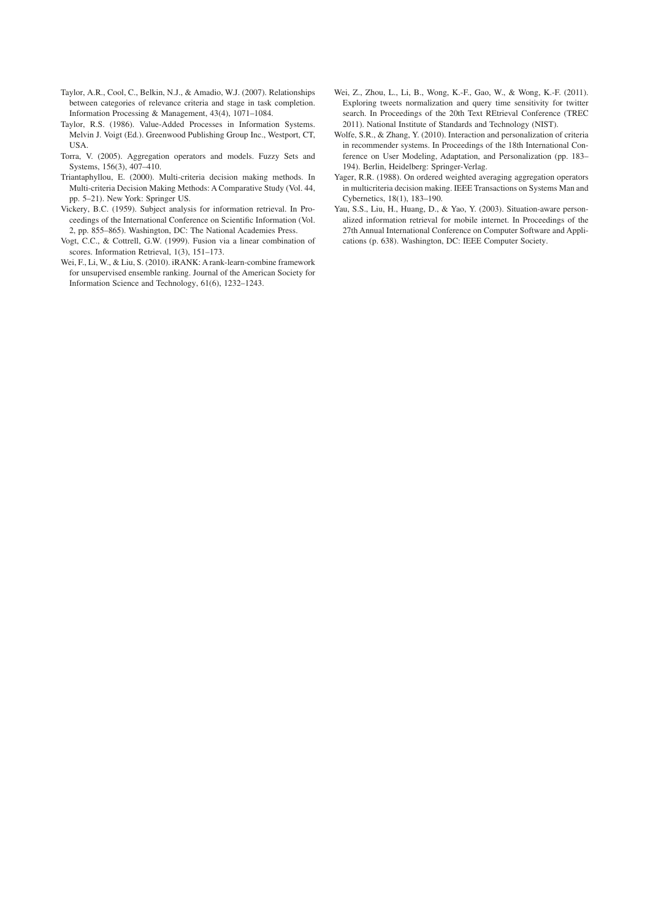Taylor, A.R., Cool, C., Belkin, N.J., & Amadio, W.J. (2007). Relationships between categories of relevance criteria and stage in task completion. Information Processing & Management, 43(4), 1071–1084.

Taylor, R.S. (1986). Value-Added Processes in Information Systems. Melvin J. Voigt (Ed.). Greenwood Publishing Group Inc., Westport, CT, USA.

Torra, V. (2005). Aggregation operators and models. Fuzzy Sets and Systems, 156(3), 407–410.

Triantaphyllou, E. (2000). Multi-criteria decision making methods. In Multi-criteria Decision Making Methods: A Comparative Study (Vol. 44, pp. 5–21). New York: Springer US.

Vickery, B.C. (1959). Subject analysis for information retrieval. In Proceedings of the International Conference on Scientific Information (Vol. 2, pp. 855–865). Washington, DC: The National Academies Press.

Vogt, C.C., & Cottrell, G.W. (1999). Fusion via a linear combination of scores. Information Retrieval, 1(3), 151–173.

Wei, F., Li, W., & Liu, S. (2010). iRANK: A rank-learn-combine framework for unsupervised ensemble ranking. Journal of the American Society for Information Science and Technology, 61(6), 1232–1243.

Wei, Z., Zhou, L., Li, B., Wong, K.-F., Gao, W., & Wong, K.-F. (2011). Exploring tweets normalization and query time sensitivity for twitter search. In Proceedings of the 20th Text REtrieval Conference (TREC 2011). National Institute of Standards and Technology (NIST).

Wolfe, S.R., & Zhang, Y. (2010). Interaction and personalization of criteria in recommender systems. In Proceedings of the 18th International Conference on User Modeling, Adaptation, and Personalization (pp. 183–194). Berlin, Heidelberg: Springer-Verlag.

Yager, R.R. (1988). On ordered weighted averaging aggregation operators in multicriteria decision making. IEEE Transactions on Systems Man and Cybernetics, 18(1), 183–190.

Yau, S.S., Liu, H., Huang, D., & Yao, Y. (2003). Situation-aware personalized information retrieval for mobile internet. In Proceedings of the 27th Annual International Conference on Computer Software and Applications (p. 638). Washington, DC: IEEE Computer Society.